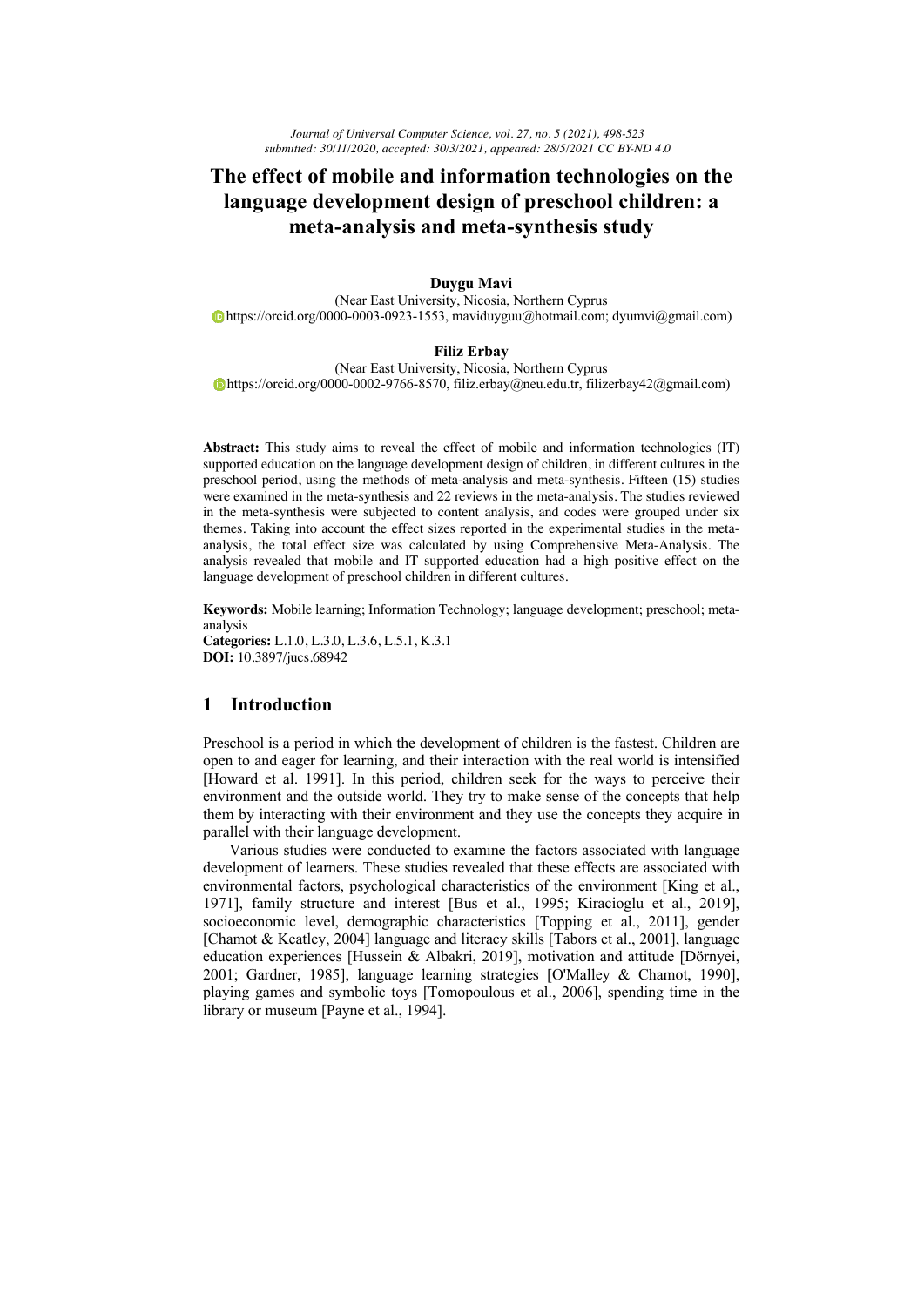# The effect of mobile and information technologies on the language development design of preschool children: a meta-analysis and meta-synthesis study

**Duygu Mavi**

(Near East University, Nicosia, Northern Cyprus
https://orcid.org/0000-0003-0923-1553, maviduyguu@hotmail.com; dyumvi@gmail.com)

**Filiz Erbay**

(Near East University, Nicosia, Northern Cyprus
https://orcid.org/0000-0002-9766-8570, filiz.erbay@neu.edu.tr, filizerbay42@gmail.com)

**Abstract:** This study aims to reveal the effect of mobile and information technologies (IT) supported education on the language development design of children, in different cultures in the preschool period, using the methods of meta-analysis and meta-synthesis. Fifteen (15) studies were examined in the meta-synthesis and 22 reviews in the meta-analysis. The studies reviewed in the meta-synthesis were subjected to content analysis, and codes were grouped under six themes. Taking into account the effect sizes reported in the experimental studies in the meta-analysis, the total effect size was calculated by using Comprehensive Meta-Analysis. The analysis revealed that mobile and IT supported education had a high positive effect on the language development of preschool children in different cultures.

**Keywords:** Mobile learning; Information Technology; language development; preschool; meta-analysis

**Categories:** L.1.0, L.3.0, L.3.6, L.5.1, K.3.1

**DOI:** 10.3897/jucs.68942

## 1 Introduction

Preschool is a period in which the development of children is the fastest. Children are open to and eager for learning, and their interaction with the real world is intensified [Howard et al. 1991]. In this period, children seek for the ways to perceive their environment and the outside world. They try to make sense of the concepts that help them by interacting with their environment and they use the concepts they acquire in parallel with their language development.

Various studies were conducted to examine the factors associated with language development of learners. These studies revealed that these effects are associated with environmental factors, psychological characteristics of the environment [King et al., 1971], family structure and interest [Bus et al., 1995; Kiracioglu et al., 2019], socioeconomic level, demographic characteristics [Topping et al., 2011], gender [Chamot & Keatley, 2004] language and literacy skills [Tabors et al., 2001], language education experiences [Hussein & Albakri, 2019], motivation and attitude [Dörnyei, 2001; Gardner, 1985], language learning strategies [O'Malley & Chamot, 1990], playing games and symbolic toys [Tomopoulous et al., 2006], spending time in the library or museum [Payne et al., 1994].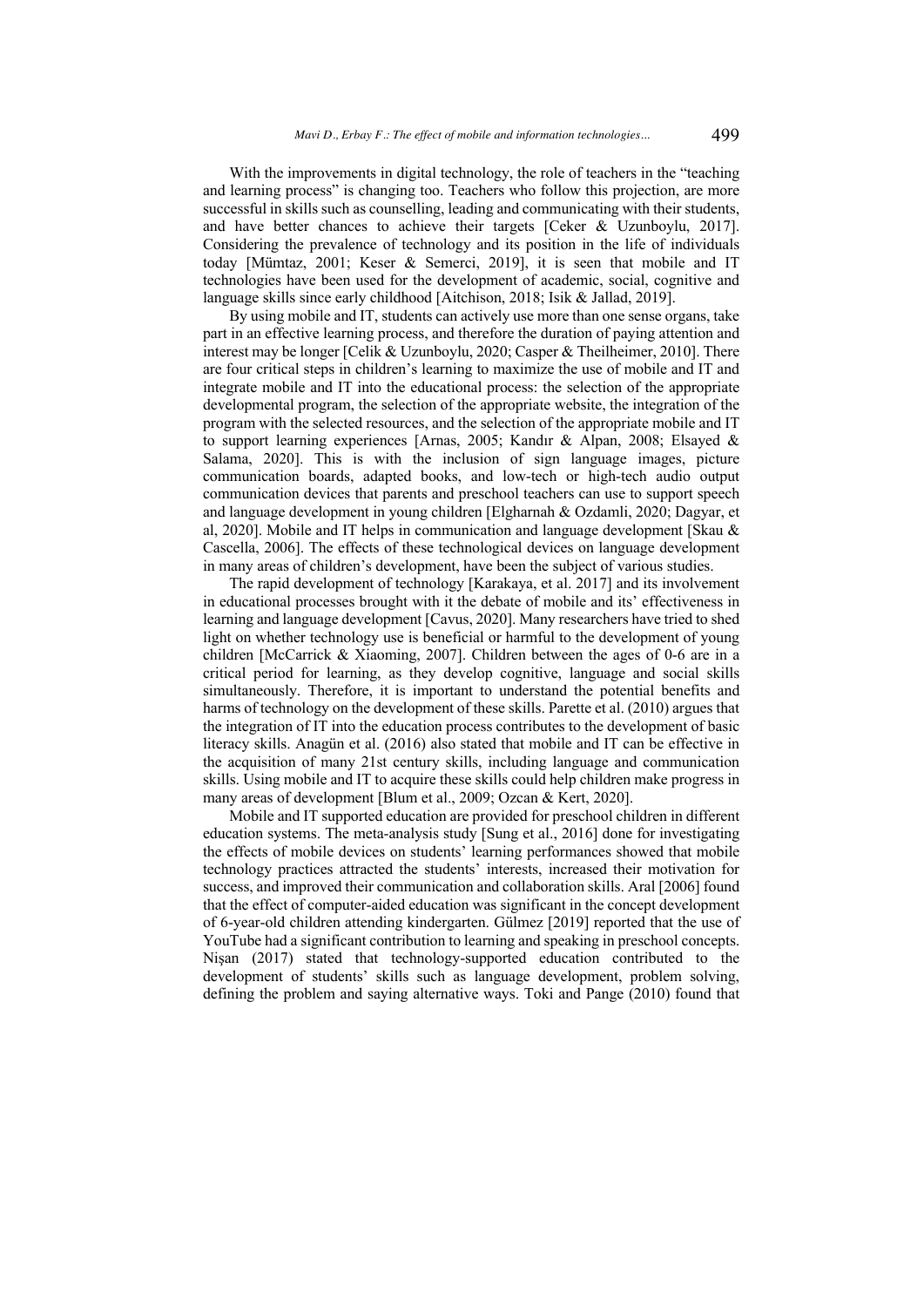With the improvements in digital technology, the role of teachers in the "teaching and learning process" is changing too. Teachers who follow this projection, are more successful in skills such as counselling, leading and communicating with their students, and have better chances to achieve their targets [Ceker & Uzunboylu, 2017]. Considering the prevalence of technology and its position in the life of individuals today [Mümtaz, 2001; Keser & Semerci, 2019], it is seen that mobile and IT technologies have been used for the development of academic, social, cognitive and language skills since early childhood [Aitchison, 2018; Isik & Jallad, 2019].

By using mobile and IT, students can actively use more than one sense organs, take part in an effective learning process, and therefore the duration of paying attention and interest may be longer [Celik & Uzunboylu, 2020; Casper & Theilheimer, 2010]. There are four critical steps in children's learning to maximize the use of mobile and IT and integrate mobile and IT into the educational process: the selection of the appropriate developmental program, the selection of the appropriate website, the integration of the program with the selected resources, and the selection of the appropriate mobile and IT to support learning experiences [Arnas, 2005; Kandır & Alpan, 2008; Elsayed & Salama, 2020]. This is with the inclusion of sign language images, picture communication boards, adapted books, and low-tech or high-tech audio output communication devices that parents and preschool teachers can use to support speech and language development in young children [Elgharnah & Ozdamli, 2020; Dagyar, et al, 2020]. Mobile and IT helps in communication and language development [Skau & Cascella, 2006]. The effects of these technological devices on language development in many areas of children's development, have been the subject of various studies.

The rapid development of technology [Karakaya, et al. 2017] and its involvement in educational processes brought with it the debate of mobile and its' effectiveness in learning and language development [Cavus, 2020]. Many researchers have tried to shed light on whether technology use is beneficial or harmful to the development of young children [McCarrick & Xiaoming, 2007]. Children between the ages of 0-6 are in a critical period for learning, as they develop cognitive, language and social skills simultaneously. Therefore, it is important to understand the potential benefits and harms of technology on the development of these skills. Parette et al. (2010) argues that the integration of IT into the education process contributes to the development of basic literacy skills. Anagün et al. (2016) also stated that mobile and IT can be effective in the acquisition of many 21st century skills, including language and communication skills. Using mobile and IT to acquire these skills could help children make progress in many areas of development [Blum et al., 2009; Ozcan & Kert, 2020].

Mobile and IT supported education are provided for preschool children in different education systems. The meta-analysis study [Sung et al., 2016] done for investigating the effects of mobile devices on students' learning performances showed that mobile technology practices attracted the students' interests, increased their motivation for success, and improved their communication and collaboration skills. Aral [2006] found that the effect of computer-aided education was significant in the concept development of 6-year-old children attending kindergarten. Gülmez [2019] reported that the use of YouTube had a significant contribution to learning and speaking in preschool concepts. Nişan (2017) stated that technology-supported education contributed to the development of students' skills such as language development, problem solving, defining the problem and saying alternative ways. Toki and Pange (2010) found that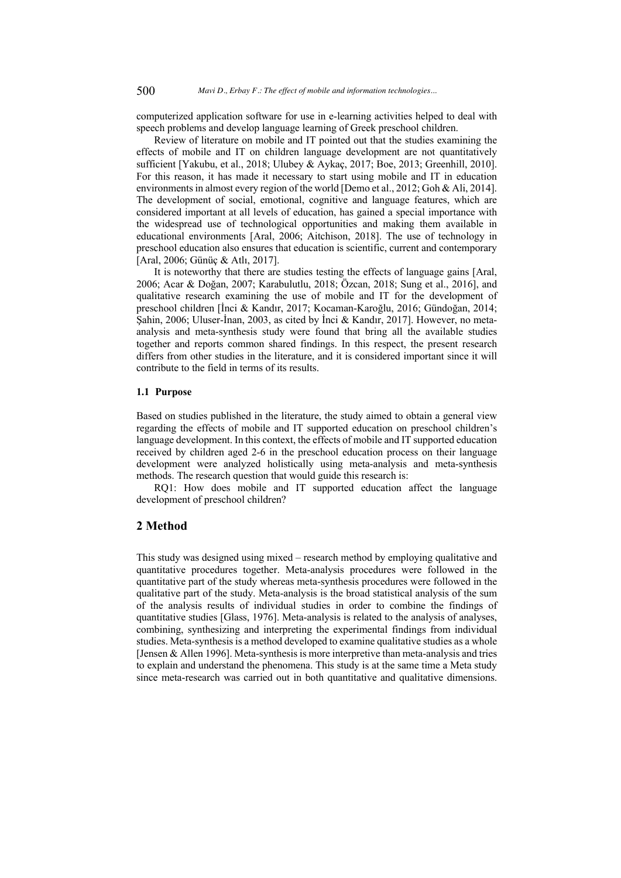computerized application software for use in e-learning activities helped to deal with speech problems and develop language learning of Greek preschool children.

Review of literature on mobile and IT pointed out that the studies examining the effects of mobile and IT on children language development are not quantitatively sufficient [Yakubu, et al., 2018; Ulubey & Aykaç, 2017; Boe, 2013; Greenhill, 2010]. For this reason, it has made it necessary to start using mobile and IT in education environments in almost every region of the world [Demo et al., 2012; Goh & Ali, 2014]. The development of social, emotional, cognitive and language features, which are considered important at all levels of education, has gained a special importance with the widespread use of technological opportunities and making them available in educational environments [Aral, 2006; Aitchison, 2018]. The use of technology in preschool education also ensures that education is scientific, current and contemporary [Aral, 2006; Günüç & Atlı, 2017].

It is noteworthy that there are studies testing the effects of language gains [Aral, 2006; Acar & Doğan, 2007; Karabulutlu, 2018; Özcan, 2018; Sung et al., 2016], and qualitative research examining the use of mobile and IT for the development of preschool children [İnci & Kandır, 2017; Kocaman-Karoğlu, 2016; Gündoğan, 2014; Şahin, 2006; Uluser-İnan, 2003, as cited by İnci & Kandır, 2017]. However, no meta-analysis and meta-synthesis study were found that bring all the available studies together and reports common shared findings. In this respect, the present research differs from other studies in the literature, and it is considered important since it will contribute to the field in terms of its results.

### 1.1 Purpose

Based on studies published in the literature, the study aimed to obtain a general view regarding the effects of mobile and IT supported education on preschool children's language development. In this context, the effects of mobile and IT supported education received by children aged 2-6 in the preschool education process on their language development were analyzed holistically using meta-analysis and meta-synthesis methods. The research question that would guide this research is:

RQ1: How does mobile and IT supported education affect the language development of preschool children?

## 2 Method

This study was designed using mixed – research method by employing qualitative and quantitative procedures together. Meta-analysis procedures were followed in the quantitative part of the study whereas meta-synthesis procedures were followed in the qualitative part of the study. Meta-analysis is the broad statistical analysis of the sum of the analysis results of individual studies in order to combine the findings of quantitative studies [Glass, 1976]. Meta-analysis is related to the analysis of analyses, combining, synthesizing and interpreting the experimental findings from individual studies. Meta-synthesis is a method developed to examine qualitative studies as a whole [Jensen & Allen 1996]. Meta-synthesis is more interpretive than meta-analysis and tries to explain and understand the phenomena. This study is at the same time a Meta study since meta-research was carried out in both quantitative and qualitative dimensions.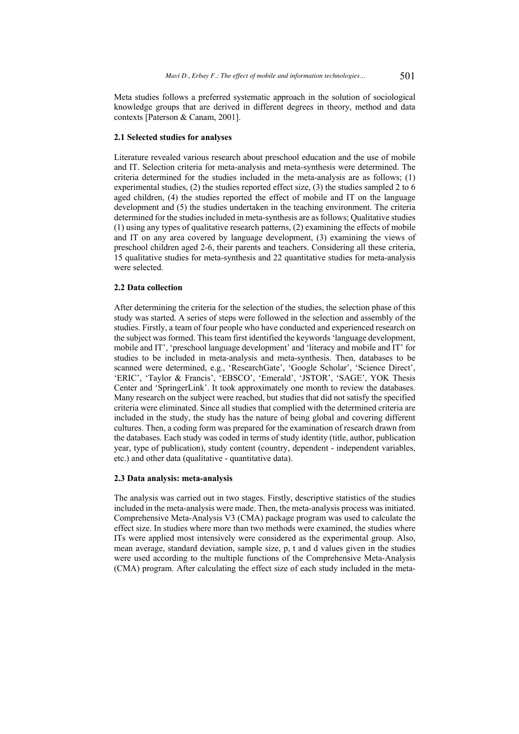Meta studies follows a preferred systematic approach in the solution of sociological knowledge groups that are derived in different degrees in theory, method and data contexts [Paterson & Canam, 2001].

### 2.1 Selected studies for analyses

Literature revealed various research about preschool education and the use of mobile and IT. Selection criteria for meta-analysis and meta-synthesis were determined. The criteria determined for the studies included in the meta-analysis are as follows; (1) experimental studies, (2) the studies reported effect size, (3) the studies sampled 2 to 6 aged children, (4) the studies reported the effect of mobile and IT on the language development and (5) the studies undertaken in the teaching environment. The criteria determined for the studies included in meta-synthesis are as follows; Qualitative studies (1) using any types of qualitative research patterns, (2) examining the effects of mobile and IT on any area covered by language development, (3) examining the views of preschool children aged 2-6, their parents and teachers. Considering all these criteria, 15 qualitative studies for meta-synthesis and 22 quantitative studies for meta-analysis were selected.

### 2.2 Data collection

After determining the criteria for the selection of the studies, the selection phase of this study was started. A series of steps were followed in the selection and assembly of the studies. Firstly, a team of four people who have conducted and experienced research on the subject was formed. This team first identified the keywords 'language development, mobile and IT', 'preschool language development' and 'literacy and mobile and IT' for studies to be included in meta-analysis and meta-synthesis. Then, databases to be scanned were determined, e.g., 'ResearchGate', 'Google Scholar', 'Science Direct', 'ERIC', 'Taylor & Francis', 'EBSCO', 'Emerald', 'JSTOR', 'SAGE', YOK Thesis Center and 'SpringerLink'. It took approximately one month to review the databases. Many research on the subject were reached, but studies that did not satisfy the specified criteria were eliminated. Since all studies that complied with the determined criteria are included in the study, the study has the nature of being global and covering different cultures. Then, a coding form was prepared for the examination of research drawn from the databases. Each study was coded in terms of study identity (title, author, publication year, type of publication), study content (country, dependent - independent variables, etc.) and other data (qualitative - quantitative data).

### 2.3 Data analysis: meta-analysis

The analysis was carried out in two stages. Firstly, descriptive statistics of the studies included in the meta-analysis were made. Then, the meta-analysis process was initiated. Comprehensive Meta-Analysis V3 (CMA) package program was used to calculate the effect size. In studies where more than two methods were examined, the studies where ITs were applied most intensively were considered as the experimental group. Also, mean average, standard deviation, sample size, p, t and d values given in the studies were used according to the multiple functions of the Comprehensive Meta-Analysis (CMA) program. After calculating the effect size of each study included in the meta-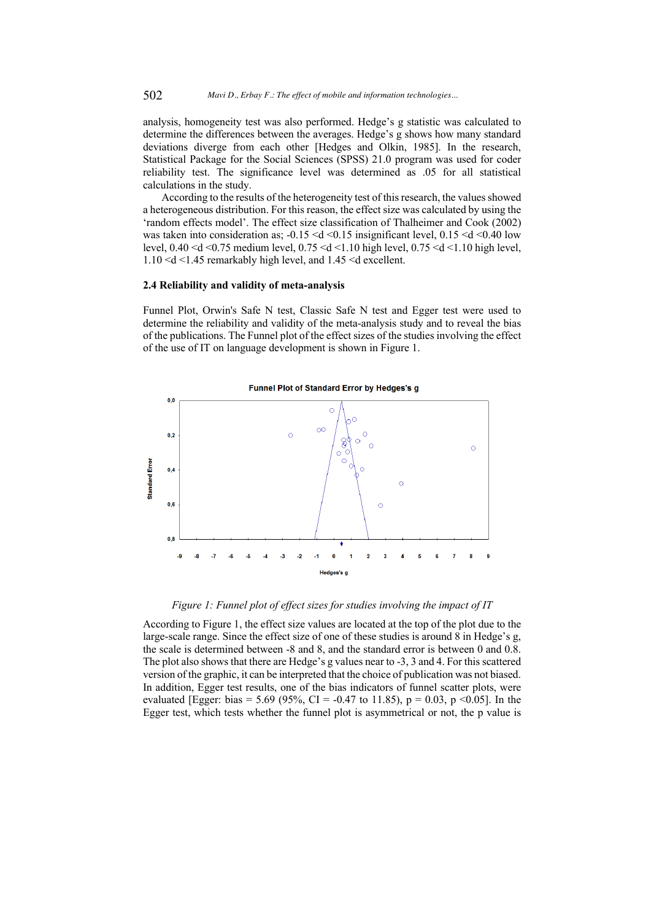analysis, homogeneity test was also performed. Hedge's g statistic was calculated to determine the differences between the averages. Hedge's g shows how many standard deviations diverge from each other [Hedges and Olkin, 1985]. In the research, Statistical Package for the Social Sciences (SPSS) 21.0 program was used for coder reliability test. The significance level was determined as .05 for all statistical calculations in the study.

According to the results of the heterogeneity test of this research, the values showed a heterogeneous distribution. For this reason, the effect size was calculated by using the 'random effects model'. The effect size classification of Thalheimer and Cook (2002) was taken into consideration as; $-0.15 < d < 0.15$ insignificant level, $0.15 < d < 0.40$ low level, $0.40 < d < 0.75$ medium level, $0.75 < d < 1.10$ high level, $0.75 < d < 1.10$ high level, $1.10 < d < 1.45$ remarkably high level, and $1.45 < d$ excellent.

### 2.4 Reliability and validity of meta-analysis

Funnel Plot, Orwin's Safe N test, Classic Safe N test and Egger test were used to determine the reliability and validity of the meta-analysis study and to reveal the bias of the publications. The Funnel plot of the effect sizes of the studies involving the effect of the use of IT on language development is shown in Figure 1.

Funnel Plot of Standard Error by Hedges's g

Standard Error

0,0
0,2
0,4
0,6
0,8

-9 -8 -7 -6 -5 -4 -3 -2 -1 0 1 2 3 4 5 6 7 8 9

Hedges's g

*Figure 1: Funnel plot of effect sizes for studies involving the impact of IT*

According to Figure 1, the effect size values are located at the top of the plot due to the large-scale range. Since the effect size of one of these studies is around 8 in Hedge's g, the scale is determined between -8 and 8, and the standard error is between 0 and 0.8. The plot also shows that there are Hedge's g values near to -3, 3 and 4. For this scattered version of the graphic, it can be interpreted that the choice of publication was not biased. In addition, Egger test results, one of the bias indicators of funnel scatter plots, were evaluated [Egger: bias = 5.69 (95%, CI = -0.47 to 11.85), $p = 0.03$, $p < 0.05$]. In the Egger test, which tests whether the funnel plot is asymmetrical or not, the p value is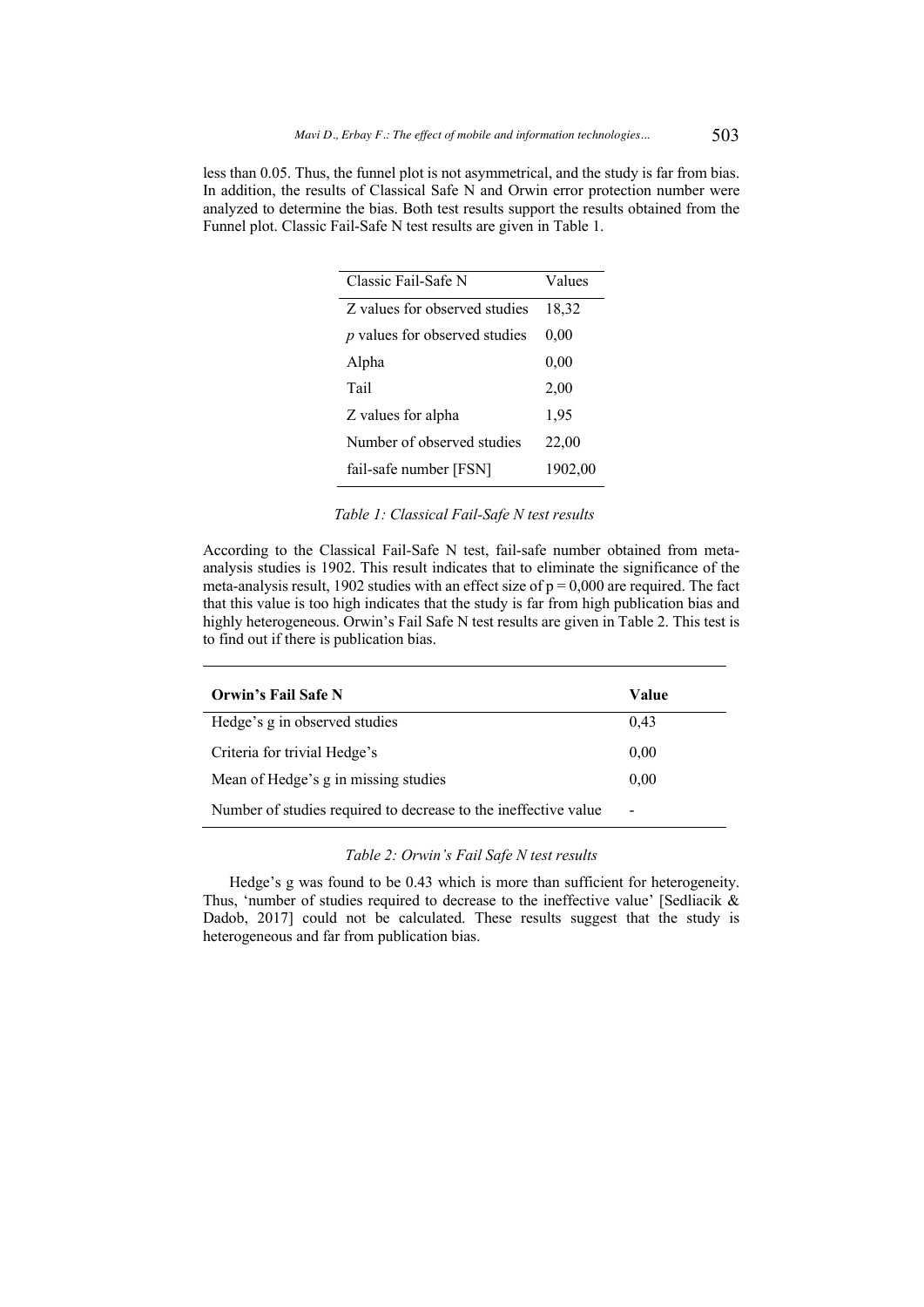less than 0.05. Thus, the funnel plot is not asymmetrical, and the study is far from bias. In addition, the results of Classical Safe N and Orwin error protection number were analyzed to determine the bias. Both test results support the results obtained from the Funnel plot. Classic Fail-Safe N test results are given in Table 1.

| Classic Fail-Safe N | Values |
|---|---|
| Z values for observed studies | 18,32 |
| *p* values for observed studies | 0,00 |
| Alpha | 0,00 |
| Tail | 2,00 |
| Z values for alpha | 1,95 |
| Number of observed studies | 22,00 |
| fail-safe number [FSN] | 1902,00 |

*Table 1: Classical Fail-Safe N test results*

According to the Classical Fail-Safe N test, fail-safe number obtained from meta-analysis studies is 1902. This result indicates that to eliminate the significance of the meta-analysis result, 1902 studies with an effect size of $p = 0{,}000$ are required. The fact that this value is too high indicates that the study is far from high publication bias and highly heterogeneous. Orwin's Fail Safe N test results are given in Table 2. This test is to find out if there is publication bias.

| **Orwin's Fail Safe N** | **Value** |
|---|---|
| Hedge's g in observed studies | 0,43 |
| Criteria for trivial Hedge's | 0,00 |
| Mean of Hedge's g in missing studies | 0,00 |
| Number of studies required to decrease to the ineffective value | - |

*Table 2: Orwin's Fail Safe N test results*

Hedge's g was found to be 0.43 which is more than sufficient for heterogeneity. Thus, 'number of studies required to decrease to the ineffective value' [Sedliacik & Dadob, 2017] could not be calculated. These results suggest that the study is heterogeneous and far from publication bias.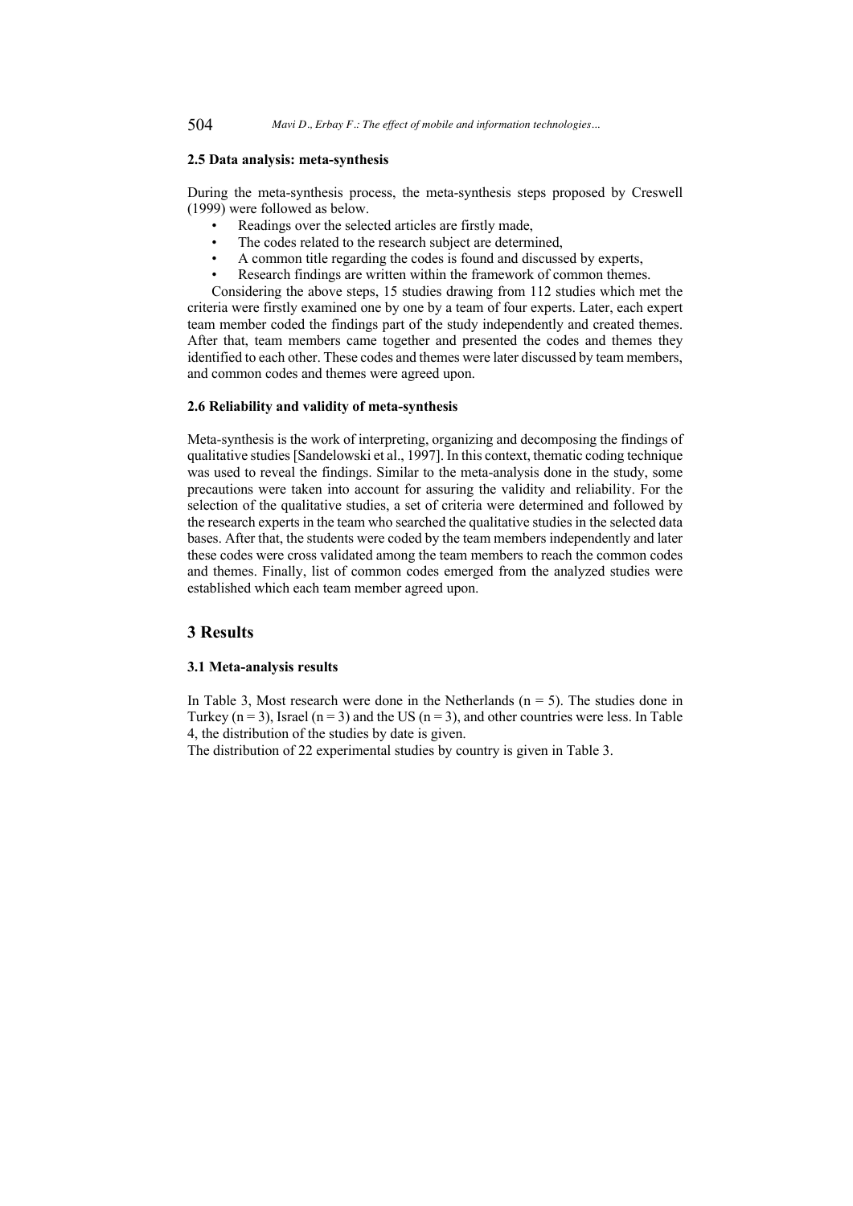### 2.5 Data analysis: meta-synthesis

During the meta-synthesis process, the meta-synthesis steps proposed by Creswell (1999) were followed as below.

- Readings over the selected articles are firstly made,
- The codes related to the research subject are determined,
- A common title regarding the codes is found and discussed by experts,
- Research findings are written within the framework of common themes.

Considering the above steps, 15 studies drawing from 112 studies which met the criteria were firstly examined one by one by a team of four experts. Later, each expert team member coded the findings part of the study independently and created themes. After that, team members came together and presented the codes and themes they identified to each other. These codes and themes were later discussed by team members, and common codes and themes were agreed upon.

### 2.6 Reliability and validity of meta-synthesis

Meta-synthesis is the work of interpreting, organizing and decomposing the findings of qualitative studies [Sandelowski et al., 1997]. In this context, thematic coding technique was used to reveal the findings. Similar to the meta-analysis done in the study, some precautions were taken into account for assuring the validity and reliability. For the selection of the qualitative studies, a set of criteria were determined and followed by the research experts in the team who searched the qualitative studies in the selected data bases. After that, the students were coded by the team members independently and later these codes were cross validated among the team members to reach the common codes and themes. Finally, list of common codes emerged from the analyzed studies were established which each team member agreed upon.

## 3 Results

### 3.1 Meta-analysis results

In Table 3, Most research were done in the Netherlands (n = 5). The studies done in Turkey (n = 3), Israel (n = 3) and the US (n = 3), and other countries were less. In Table 4, the distribution of the studies by date is given.

The distribution of 22 experimental studies by country is given in Table 3.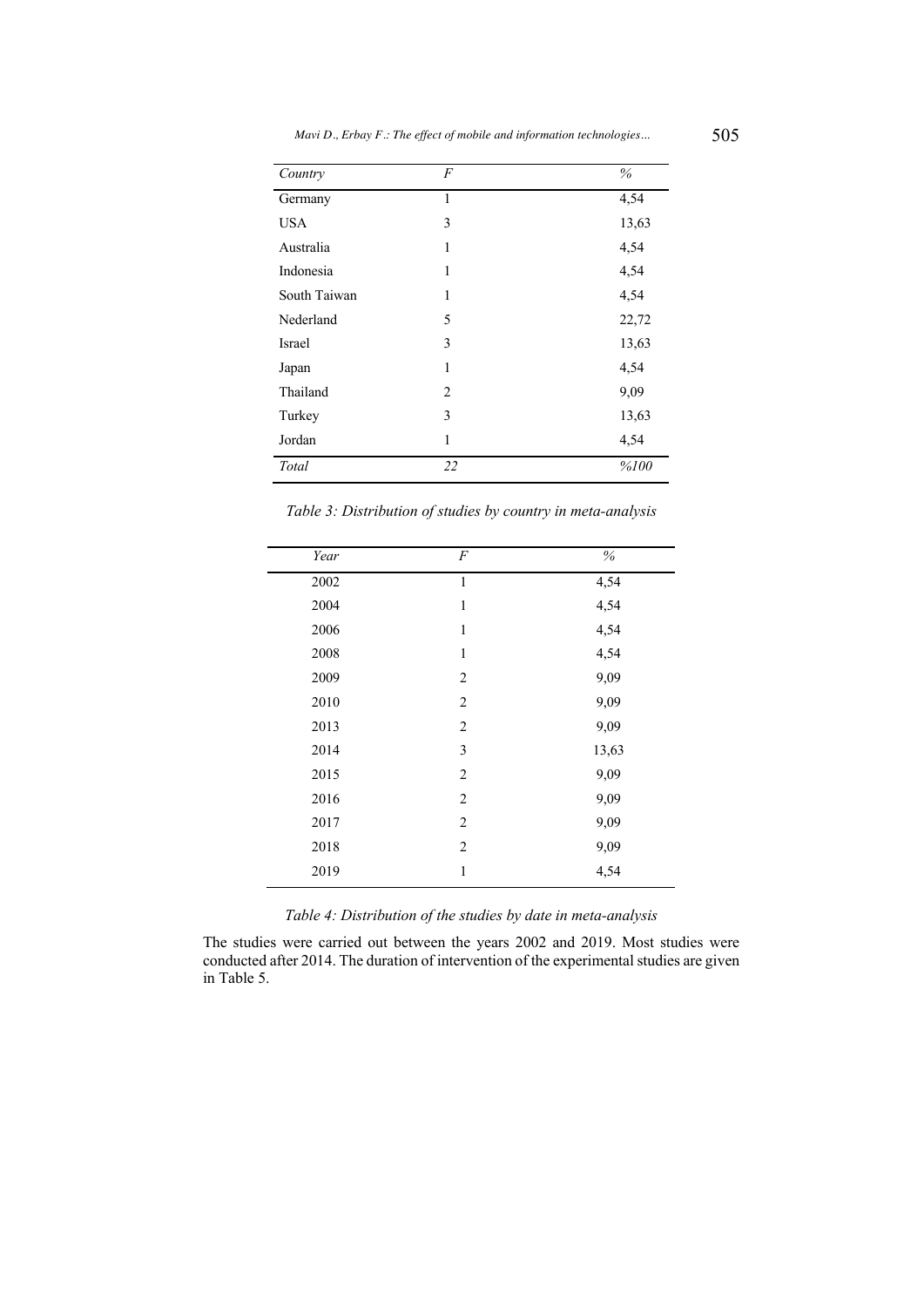| *Country* | *F* | *%* |
| --- | --- | --- |
| Germany | 1 | 4,54 |
| USA | 3 | 13,63 |
| Australia | 1 | 4,54 |
| Indonesia | 1 | 4,54 |
| South Taiwan | 1 | 4,54 |
| Nederland | 5 | 22,72 |
| Israel | 3 | 13,63 |
| Japan | 1 | 4,54 |
| Thailand | 2 | 9,09 |
| Turkey | 3 | 13,63 |
| Jordan | 1 | 4,54 |
| *Total* | *22* | *%100* |

*Table 3: Distribution of studies by country in meta-analysis*

| *Year* | *F* | *%* |
| --- | --- | --- |
| 2002 | 1 | 4,54 |
| 2004 | 1 | 4,54 |
| 2006 | 1 | 4,54 |
| 2008 | 1 | 4,54 |
| 2009 | 2 | 9,09 |
| 2010 | 2 | 9,09 |
| 2013 | 2 | 9,09 |
| 2014 | 3 | 13,63 |
| 2015 | 2 | 9,09 |
| 2016 | 2 | 9,09 |
| 2017 | 2 | 9,09 |
| 2018 | 2 | 9,09 |
| 2019 | 1 | 4,54 |

*Table 4: Distribution of the studies by date in meta-analysis*

The studies were carried out between the years 2002 and 2019. Most studies were conducted after 2014. The duration of intervention of the experimental studies are given in Table 5.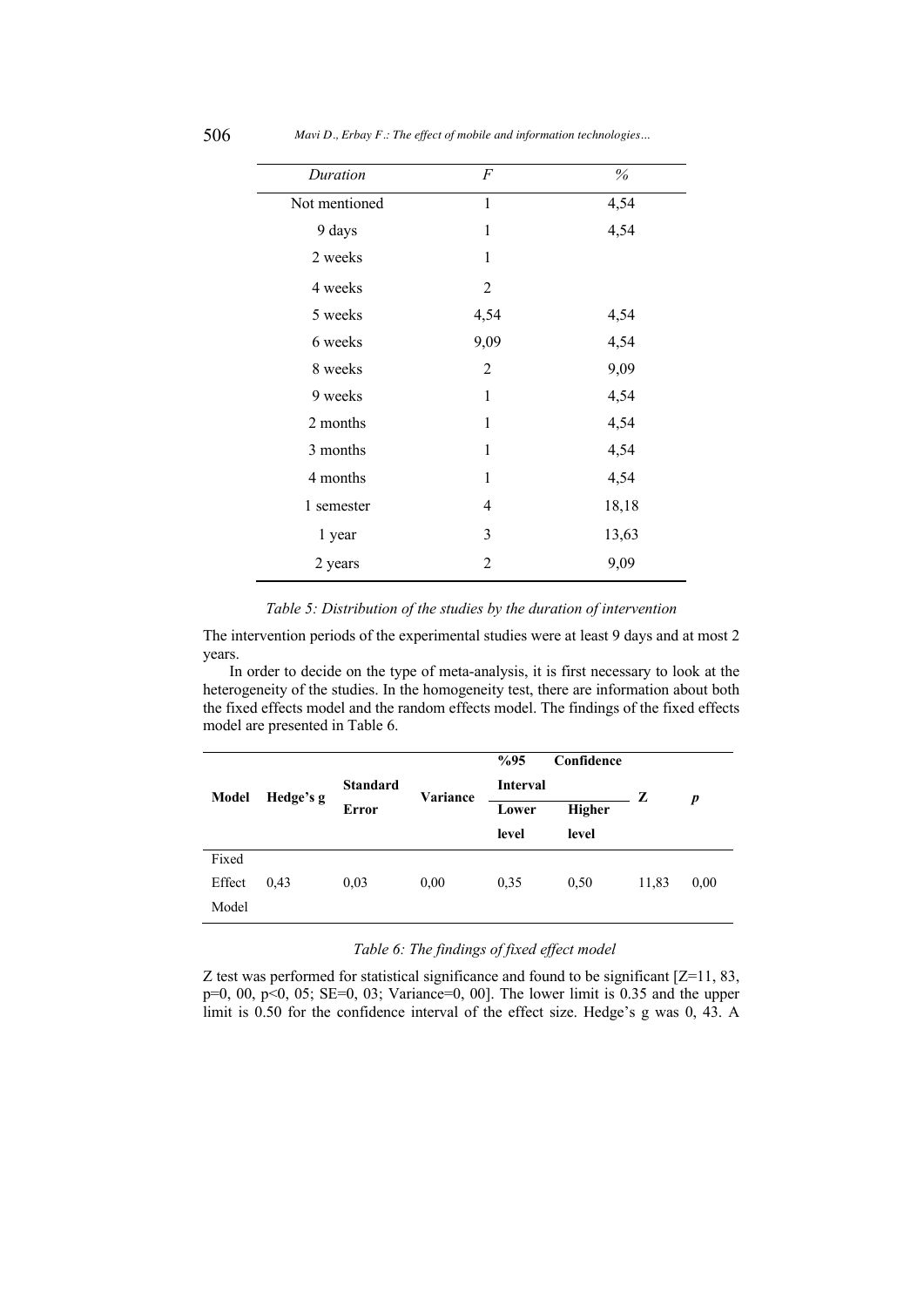| *Duration* | *F* | *%* |
| --- | --- | --- |
| Not mentioned | 1 | 4,54 |
| 9 days | 1 | 4,54 |
| 2 weeks | 1 | |
| 4 weeks | 2 | |
| 5 weeks | 4,54 | 4,54 |
| 6 weeks | 9,09 | 4,54 |
| 8 weeks | 2 | 9,09 |
| 9 weeks | 1 | 4,54 |
| 2 months | 1 | 4,54 |
| 3 months | 1 | 4,54 |
| 4 months | 1 | 4,54 |
| 1 semester | 4 | 18,18 |
| 1 year | 3 | 13,63 |
| 2 years | 2 | 9,09 |

*Table 5: Distribution of the studies by the duration of intervention*

The intervention periods of the experimental studies were at least 9 days and at most 2 years.

In order to decide on the type of meta-analysis, it is first necessary to look at the heterogeneity of the studies. In the homogeneity test, there are information about both the fixed effects model and the random effects model. The findings of the fixed effects model are presented in Table 6.

| **Model** | **Hedge's g** | **Standard Error** | **Variance** | **%95 Confidence Interval** | | **Z** | ***p*** |
| --- | --- | --- | --- | --- | --- | --- | --- |
| | | | | **Lower level** | **Higher level** | | |
| Fixed Effect Model | 0,43 | 0,03 | 0,00 | 0,35 | 0,50 | 11,83 | 0,00 |

*Table 6: The findings of fixed effect model*

Z test was performed for statistical significance and found to be significant [Z=11, 83, p=0, 00, p<0, 05; SE=0, 03; Variance=0, 00]. The lower limit is 0.35 and the upper limit is 0.50 for the confidence interval of the effect size. Hedge's g was 0, 43. A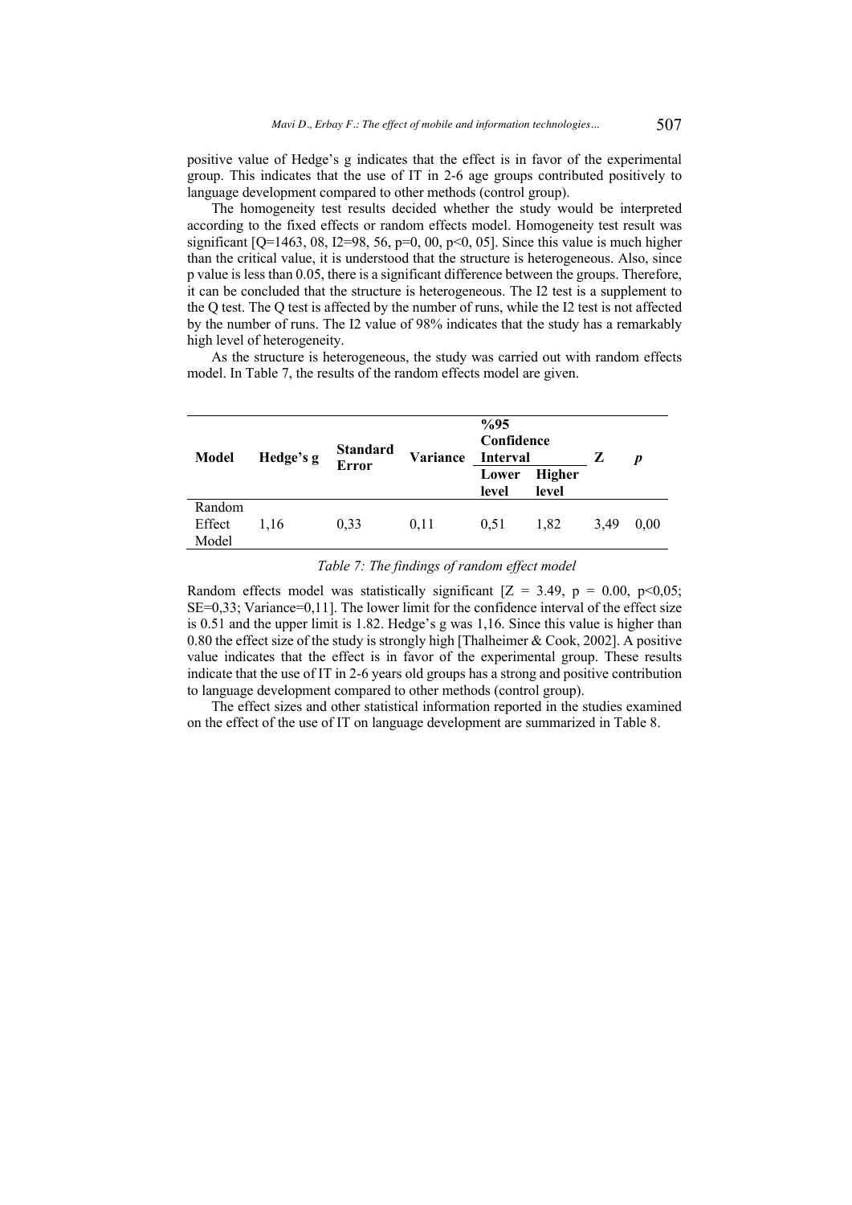positive value of Hedge's g indicates that the effect is in favor of the experimental group. This indicates that the use of IT in 2-6 age groups contributed positively to language development compared to other methods (control group).

The homogeneity test results decided whether the study would be interpreted according to the fixed effects or random effects model. Homogeneity test result was significant [Q=1463, 08, I2=98, 56, p=0, 00, p<0, 05]. Since this value is much higher than the critical value, it is understood that the structure is heterogeneous. Also, since p value is less than 0.05, there is a significant difference between the groups. Therefore, it can be concluded that the structure is heterogeneous. The I2 test is a supplement to the Q test. The Q test is affected by the number of runs, while the I2 test is not affected by the number of runs. The I2 value of 98% indicates that the study has a remarkably high level of heterogeneity.

As the structure is heterogeneous, the study was carried out with random effects model. In Table 7, the results of the random effects model are given.

| Model | Hedge's g | Standard Error | Variance | %95 Confidence Interval | | Z | *p* |
|---|---|---|---|---|---|---|---|
| | | | | Lower level | Higher level | | |
| Random Effect Model | 1,16 | 0,33 | 0,11 | 0,51 | 1,82 | 3,49 | 0,00 |

*Table 7: The findings of random effect model*

Random effects model was statistically significant [Z = 3.49, p = 0.00, p<0,05; SE=0,33; Variance=0,11]. The lower limit for the confidence interval of the effect size is 0.51 and the upper limit is 1.82. Hedge's g was 1,16. Since this value is higher than 0.80 the effect size of the study is strongly high [Thalheimer & Cook, 2002]. A positive value indicates that the effect is in favor of the experimental group. These results indicate that the use of IT in 2-6 years old groups has a strong and positive contribution to language development compared to other methods (control group).

The effect sizes and other statistical information reported in the studies examined on the effect of the use of IT on language development are summarized in Table 8.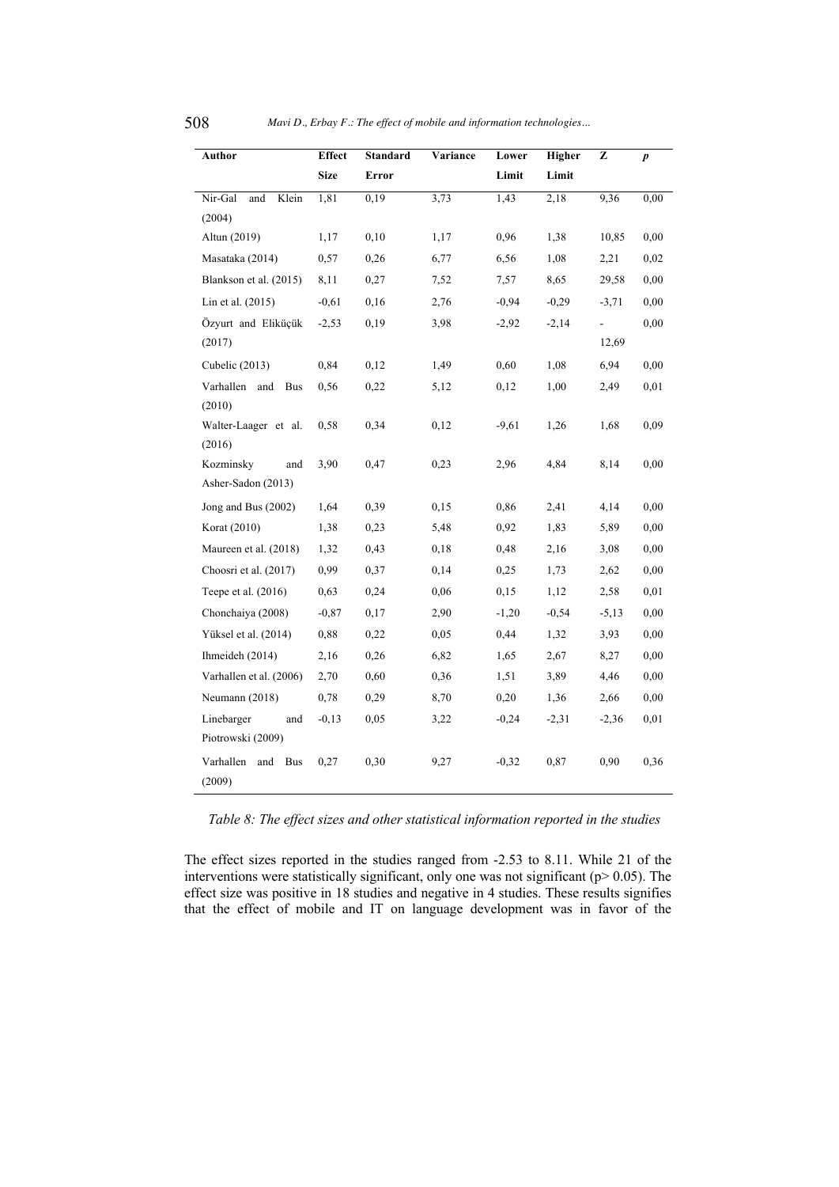| Author | Effect Size | Standard Error | Variance | Lower Limit | Higher Limit | Z | *p* |
|---|---|---|---|---|---|---|---|
| Nir-Gal and Klein (2004) | 1,81 | 0,19 | 3,73 | 1,43 | 2,18 | 9,36 | 0,00 |
| Altun (2019) | 1,17 | 0,10 | 1,17 | 0,96 | 1,38 | 10,85 | 0,00 |
| Masataka (2014) | 0,57 | 0,26 | 6,77 | 6,56 | 1,08 | 2,21 | 0,02 |
| Blankson et al. (2015) | 8,11 | 0,27 | 7,52 | 7,57 | 8,65 | 29,58 | 0,00 |
| Lin et al. (2015) | -0,61 | 0,16 | 2,76 | -0,94 | -0,29 | -3,71 | 0,00 |
| Özyurt and Eliküçük (2017) | -2,53 | 0,19 | 3,98 | -2,92 | -2,14 | - 12,69 | 0,00 |
| Cubelic (2013) | 0,84 | 0,12 | 1,49 | 0,60 | 1,08 | 6,94 | 0,00 |
| Varhallen and Bus (2010) | 0,56 | 0,22 | 5,12 | 0,12 | 1,00 | 2,49 | 0,01 |
| Walter-Laager et al. (2016) | 0,58 | 0,34 | 0,12 | -9,61 | 1,26 | 1,68 | 0,09 |
| Kozminsky and Asher-Sadon (2013) | 3,90 | 0,47 | 0,23 | 2,96 | 4,84 | 8,14 | 0,00 |
| Jong and Bus (2002) | 1,64 | 0,39 | 0,15 | 0,86 | 2,41 | 4,14 | 0,00 |
| Korat (2010) | 1,38 | 0,23 | 5,48 | 0,92 | 1,83 | 5,89 | 0,00 |
| Maureen et al. (2018) | 1,32 | 0,43 | 0,18 | 0,48 | 2,16 | 3,08 | 0,00 |
| Choosri et al. (2017) | 0,99 | 0,37 | 0,14 | 0,25 | 1,73 | 2,62 | 0,00 |
| Teepe et al. (2016) | 0,63 | 0,24 | 0,06 | 0,15 | 1,12 | 2,58 | 0,01 |
| Chonchaiya (2008) | -0,87 | 0,17 | 2,90 | -1,20 | -0,54 | -5,13 | 0,00 |
| Yüksel et al. (2014) | 0,88 | 0,22 | 0,05 | 0,44 | 1,32 | 3,93 | 0,00 |
| Ihmeideh (2014) | 2,16 | 0,26 | 6,82 | 1,65 | 2,67 | 8,27 | 0,00 |
| Varhallen et al. (2006) | 2,70 | 0,60 | 0,36 | 1,51 | 3,89 | 4,46 | 0,00 |
| Neumann (2018) | 0,78 | 0,29 | 8,70 | 0,20 | 1,36 | 2,66 | 0,00 |
| Linebarger and Piotrowski (2009) | -0,13 | 0,05 | 3,22 | -0,24 | -2,31 | -2,36 | 0,01 |
| Varhallen and Bus (2009) | 0,27 | 0,30 | 9,27 | -0,32 | 0,87 | 0,90 | 0,36 |

*Table 8: The effect sizes and other statistical information reported in the studies*

The effect sizes reported in the studies ranged from -2.53 to 8.11. While 21 of the interventions were statistically significant, only one was not significant ($p > 0.05$). The effect size was positive in 18 studies and negative in 4 studies. These results signifies that the effect of mobile and IT on language development was in favor of the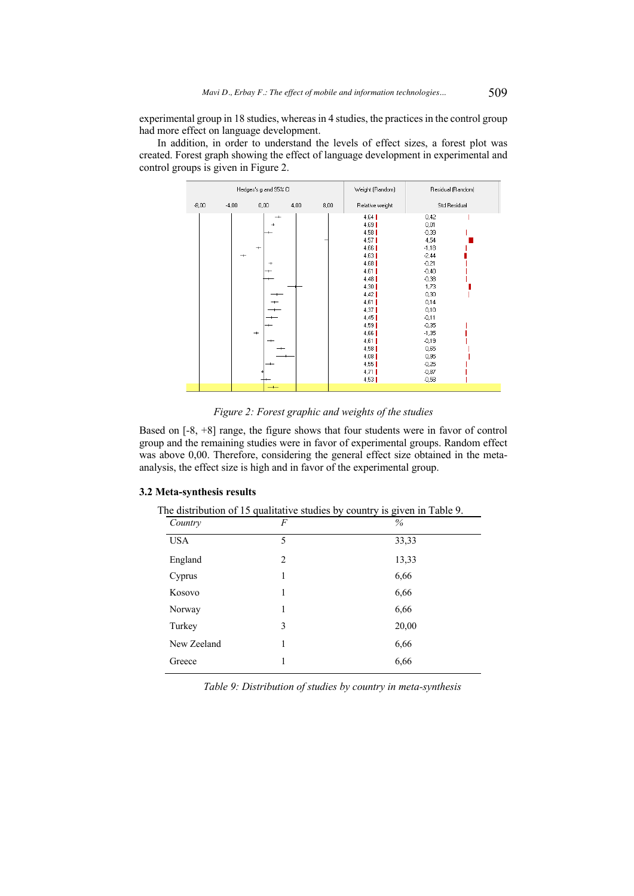experimental group in 18 studies, whereas in 4 studies, the practices in the control group had more effect on language development.

In addition, in order to understand the levels of effect sizes, a forest plot was created. Forest graph showing the effect of language development in experimental and control groups is given in Figure 2.

Hedges's g and 95% CI

-8,00 -4,00 0,00 4,00 8,00

Weight (Random)

Relative weight

4,64
4,69
4,58
4,57
4,66
4,63
4,68
4,61
4,48
4,30
4,42
4,61
4,37
4,45
4,59
4,66
4,61
4,58
4,08
4,55
4,71
4,53

Residual (Random)

Std Residual

0,42
0,01
-0,39
4,54
-1,18
-2,44
-0,21
-0,40
-0,38
1,73
0,30
0,14
0,10
-0,11
-0,35
-1,35
-0,19
0,65
0,95
-0,25
-0,87
-0,58

*Figure 2: Forest graphic and weights of the studies*

Based on [-8, +8] range, the figure shows that four students were in favor of control group and the remaining studies were in favor of experimental groups. Random effect was above 0,00. Therefore, considering the general effect size obtained in the meta-analysis, the effect size is high and in favor of the experimental group.

### 3.2 Meta-synthesis results

The distribution of 15 qualitative studies by country is given in Table 9.

| *Country* | *F* | *%* |
|---|---|---|
| USA | 5 | 33,33 |
| England | 2 | 13,33 |
| Cyprus | 1 | 6,66 |
| Kosovo | 1 | 6,66 |
| Norway | 1 | 6,66 |
| Turkey | 3 | 20,00 |
| New Zeeland | 1 | 6,66 |
| Greece | 1 | 6,66 |

*Table 9: Distribution of studies by country in meta-synthesis*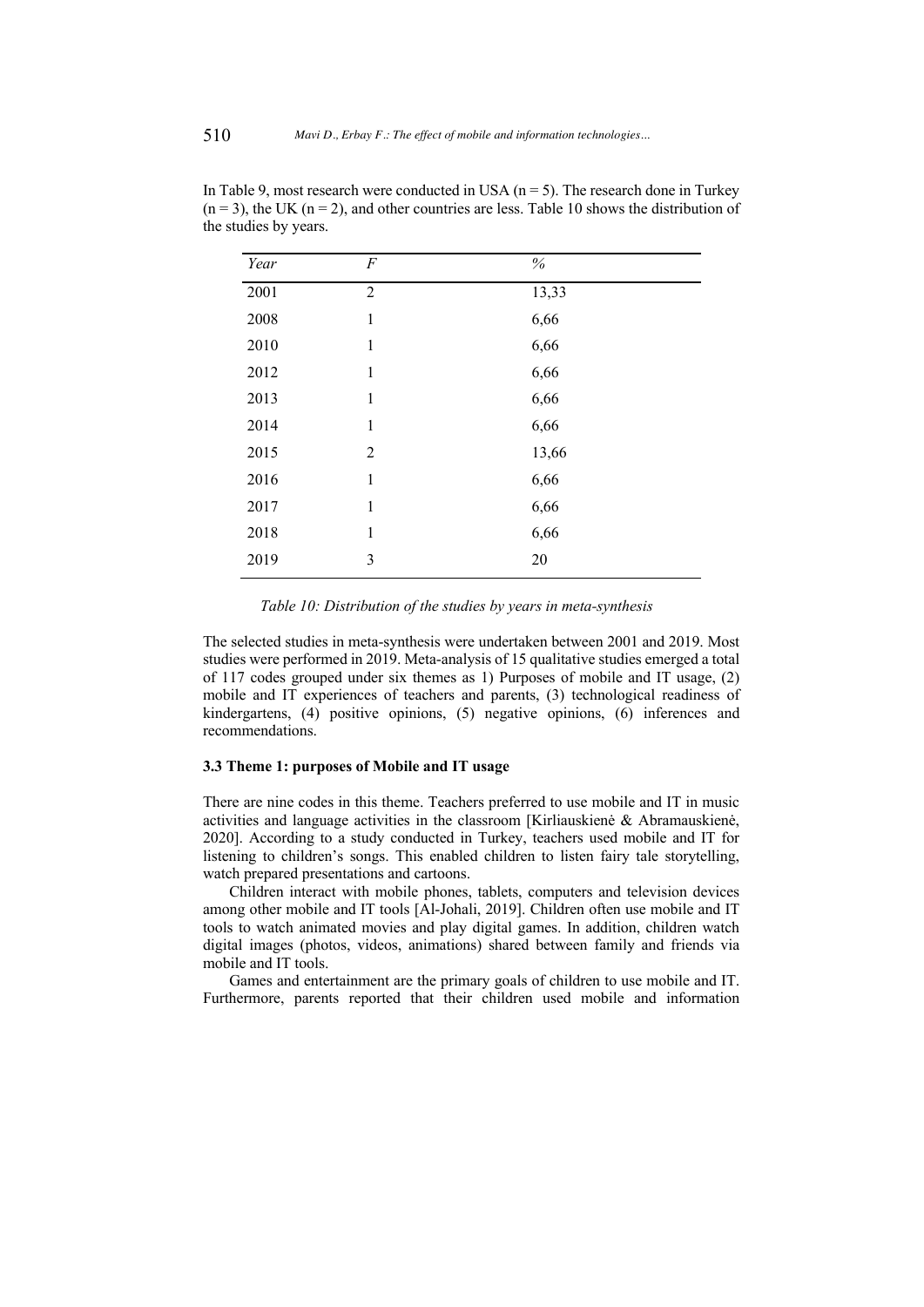In Table 9, most research were conducted in USA (n = 5). The research done in Turkey (n = 3), the UK (n = 2), and other countries are less. Table 10 shows the distribution of the studies by years.

| *Year* | *F* | *%* |
|---|---|---|
| 2001 | 2 | 13,33 |
| 2008 | 1 | 6,66 |
| 2010 | 1 | 6,66 |
| 2012 | 1 | 6,66 |
| 2013 | 1 | 6,66 |
| 2014 | 1 | 6,66 |
| 2015 | 2 | 13,66 |
| 2016 | 1 | 6,66 |
| 2017 | 1 | 6,66 |
| 2018 | 1 | 6,66 |
| 2019 | 3 | 20 |

*Table 10: Distribution of the studies by years in meta-synthesis*

The selected studies in meta-synthesis were undertaken between 2001 and 2019. Most studies were performed in 2019. Meta-analysis of 15 qualitative studies emerged a total of 117 codes grouped under six themes as 1) Purposes of mobile and IT usage, (2) mobile and IT experiences of teachers and parents, (3) technological readiness of kindergartens, (4) positive opinions, (5) negative opinions, (6) inferences and recommendations.

### 3.3 Theme 1: purposes of Mobile and IT usage

There are nine codes in this theme. Teachers preferred to use mobile and IT in music activities and language activities in the classroom [Kirliauskienė & Abramauskienė, 2020]. According to a study conducted in Turkey, teachers used mobile and IT for listening to children's songs. This enabled children to listen fairy tale storytelling, watch prepared presentations and cartoons.

Children interact with mobile phones, tablets, computers and television devices among other mobile and IT tools [Al-Johali, 2019]. Children often use mobile and IT tools to watch animated movies and play digital games. In addition, children watch digital images (photos, videos, animations) shared between family and friends via mobile and IT tools.

Games and entertainment are the primary goals of children to use mobile and IT. Furthermore, parents reported that their children used mobile and information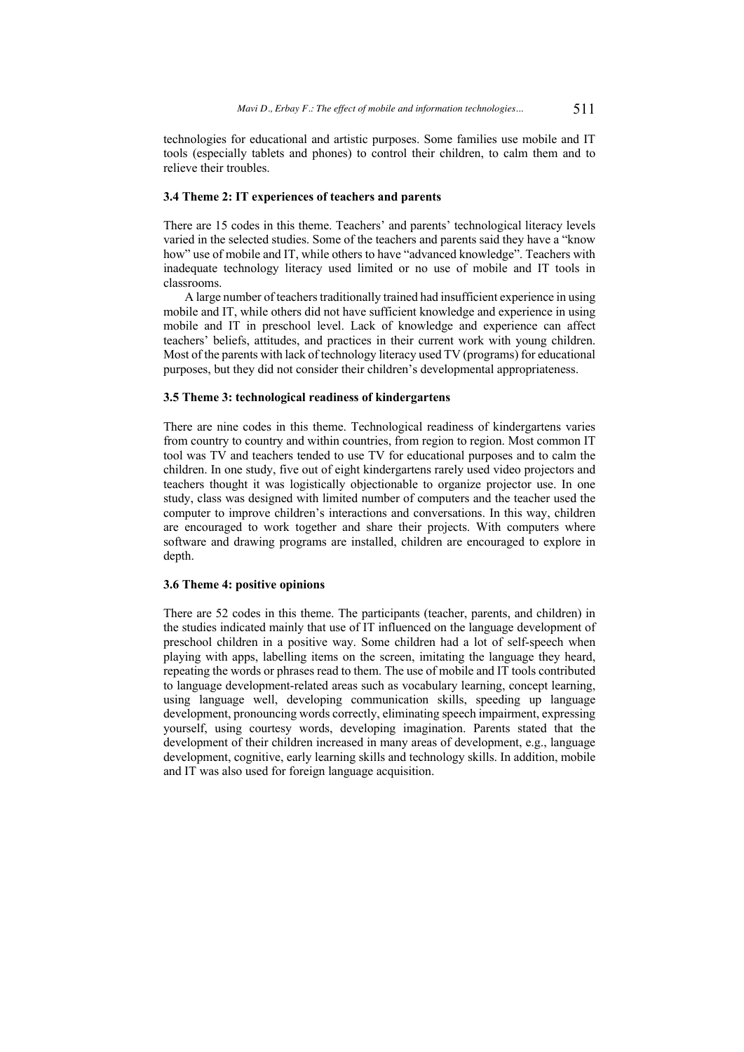technologies for educational and artistic purposes. Some families use mobile and IT tools (especially tablets and phones) to control their children, to calm them and to relieve their troubles.

### 3.4 Theme 2: IT experiences of teachers and parents

There are 15 codes in this theme. Teachers' and parents' technological literacy levels varied in the selected studies. Some of the teachers and parents said they have a "know how" use of mobile and IT, while others to have "advanced knowledge". Teachers with inadequate technology literacy used limited or no use of mobile and IT tools in classrooms.

A large number of teachers traditionally trained had insufficient experience in using mobile and IT, while others did not have sufficient knowledge and experience in using mobile and IT in preschool level. Lack of knowledge and experience can affect teachers' beliefs, attitudes, and practices in their current work with young children. Most of the parents with lack of technology literacy used TV (programs) for educational purposes, but they did not consider their children's developmental appropriateness.

### 3.5 Theme 3: technological readiness of kindergartens

There are nine codes in this theme. Technological readiness of kindergartens varies from country to country and within countries, from region to region. Most common IT tool was TV and teachers tended to use TV for educational purposes and to calm the children. In one study, five out of eight kindergartens rarely used video projectors and teachers thought it was logistically objectionable to organize projector use. In one study, class was designed with limited number of computers and the teacher used the computer to improve children's interactions and conversations. In this way, children are encouraged to work together and share their projects. With computers where software and drawing programs are installed, children are encouraged to explore in depth.

### 3.6 Theme 4: positive opinions

There are 52 codes in this theme. The participants (teacher, parents, and children) in the studies indicated mainly that use of IT influenced on the language development of preschool children in a positive way. Some children had a lot of self-speech when playing with apps, labelling items on the screen, imitating the language they heard, repeating the words or phrases read to them. The use of mobile and IT tools contributed to language development-related areas such as vocabulary learning, concept learning, using language well, developing communication skills, speeding up language development, pronouncing words correctly, eliminating speech impairment, expressing yourself, using courtesy words, developing imagination. Parents stated that the development of their children increased in many areas of development, e.g., language development, cognitive, early learning skills and technology skills. In addition, mobile and IT was also used for foreign language acquisition.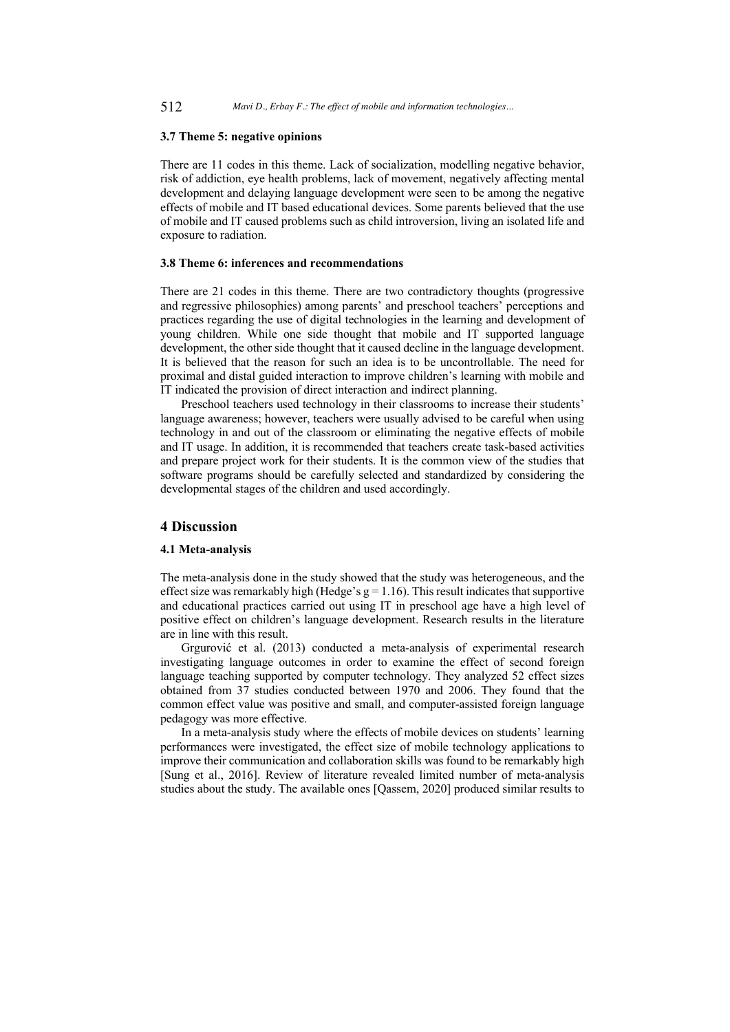### 3.7 Theme 5: negative opinions

There are 11 codes in this theme. Lack of socialization, modelling negative behavior, risk of addiction, eye health problems, lack of movement, negatively affecting mental development and delaying language development were seen to be among the negative effects of mobile and IT based educational devices. Some parents believed that the use of mobile and IT caused problems such as child introversion, living an isolated life and exposure to radiation.

### 3.8 Theme 6: inferences and recommendations

There are 21 codes in this theme. There are two contradictory thoughts (progressive and regressive philosophies) among parents' and preschool teachers' perceptions and practices regarding the use of digital technologies in the learning and development of young children. While one side thought that mobile and IT supported language development, the other side thought that it caused decline in the language development. It is believed that the reason for such an idea is to be uncontrollable. The need for proximal and distal guided interaction to improve children's learning with mobile and IT indicated the provision of direct interaction and indirect planning.

Preschool teachers used technology in their classrooms to increase their students' language awareness; however, teachers were usually advised to be careful when using technology in and out of the classroom or eliminating the negative effects of mobile and IT usage. In addition, it is recommended that teachers create task-based activities and prepare project work for their students. It is the common view of the studies that software programs should be carefully selected and standardized by considering the developmental stages of the children and used accordingly.

## 4 Discussion

### 4.1 Meta-analysis

The meta-analysis done in the study showed that the study was heterogeneous, and the effect size was remarkably high (Hedge's $g = 1.16$). This result indicates that supportive and educational practices carried out using IT in preschool age have a high level of positive effect on children's language development. Research results in the literature are in line with this result.

Grgurović et al. (2013) conducted a meta-analysis of experimental research investigating language outcomes in order to examine the effect of second foreign language teaching supported by computer technology. They analyzed 52 effect sizes obtained from 37 studies conducted between 1970 and 2006. They found that the common effect value was positive and small, and computer-assisted foreign language pedagogy was more effective.

In a meta-analysis study where the effects of mobile devices on students' learning performances were investigated, the effect size of mobile technology applications to improve their communication and collaboration skills was found to be remarkably high [Sung et al., 2016]. Review of literature revealed limited number of meta-analysis studies about the study. The available ones [Qassem, 2020] produced similar results to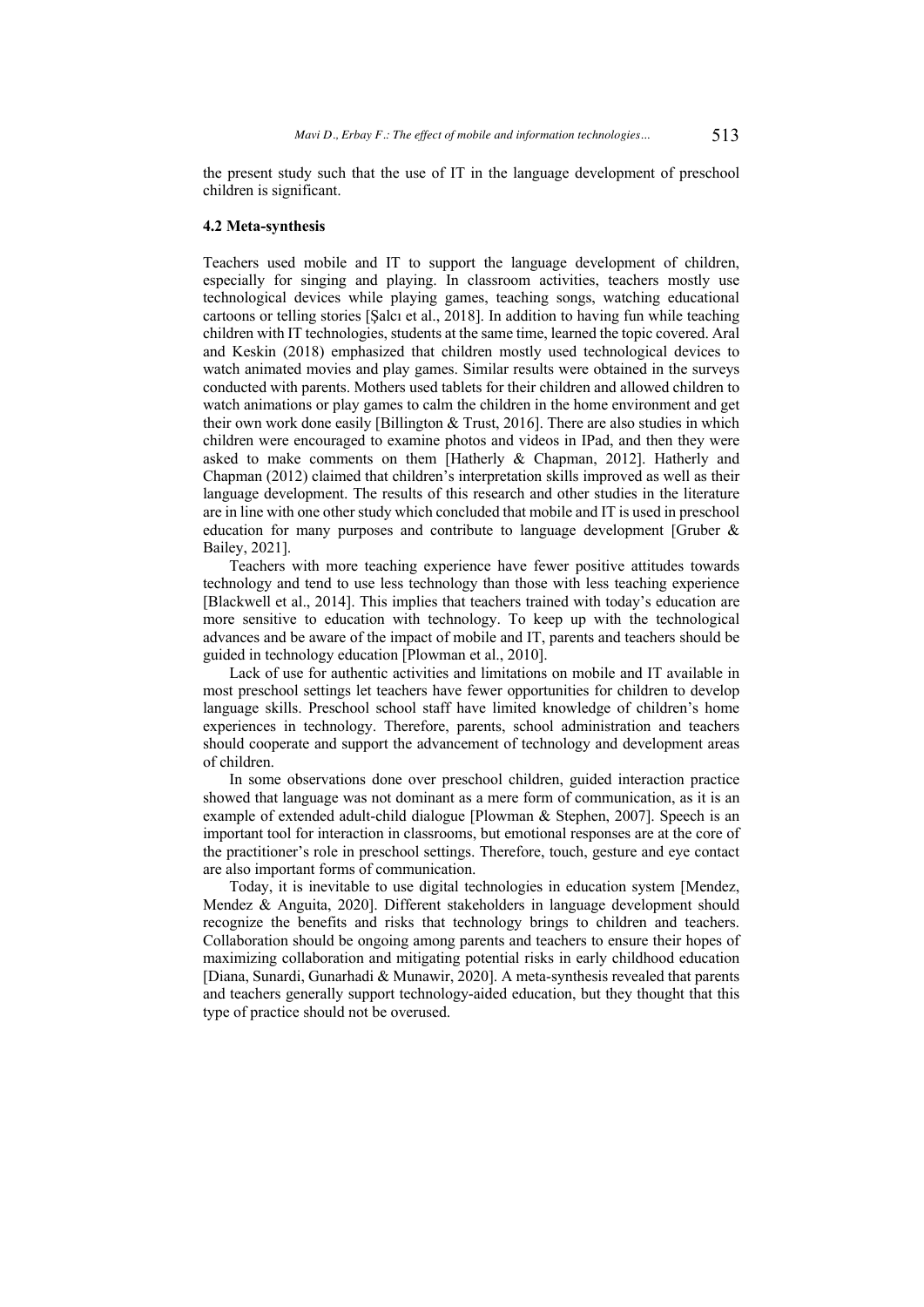the present study such that the use of IT in the language development of preschool children is significant.

### 4.2 Meta-synthesis

Teachers used mobile and IT to support the language development of children, especially for singing and playing. In classroom activities, teachers mostly use technological devices while playing games, teaching songs, watching educational cartoons or telling stories [Şalcı et al., 2018]. In addition to having fun while teaching children with IT technologies, students at the same time, learned the topic covered. Aral and Keskin (2018) emphasized that children mostly used technological devices to watch animated movies and play games. Similar results were obtained in the surveys conducted with parents. Mothers used tablets for their children and allowed children to watch animations or play games to calm the children in the home environment and get their own work done easily [Billington & Trust, 2016]. There are also studies in which children were encouraged to examine photos and videos in IPad, and then they were asked to make comments on them [Hatherly & Chapman, 2012]. Hatherly and Chapman (2012) claimed that children's interpretation skills improved as well as their language development. The results of this research and other studies in the literature are in line with one other study which concluded that mobile and IT is used in preschool education for many purposes and contribute to language development [Gruber & Bailey, 2021].

Teachers with more teaching experience have fewer positive attitudes towards technology and tend to use less technology than those with less teaching experience [Blackwell et al., 2014]. This implies that teachers trained with today's education are more sensitive to education with technology. To keep up with the technological advances and be aware of the impact of mobile and IT, parents and teachers should be guided in technology education [Plowman et al., 2010].

Lack of use for authentic activities and limitations on mobile and IT available in most preschool settings let teachers have fewer opportunities for children to develop language skills. Preschool school staff have limited knowledge of children's home experiences in technology. Therefore, parents, school administration and teachers should cooperate and support the advancement of technology and development areas of children.

In some observations done over preschool children, guided interaction practice showed that language was not dominant as a mere form of communication, as it is an example of extended adult-child dialogue [Plowman & Stephen, 2007]. Speech is an important tool for interaction in classrooms, but emotional responses are at the core of the practitioner's role in preschool settings. Therefore, touch, gesture and eye contact are also important forms of communication.

Today, it is inevitable to use digital technologies in education system [Mendez, Mendez & Anguita, 2020]. Different stakeholders in language development should recognize the benefits and risks that technology brings to children and teachers. Collaboration should be ongoing among parents and teachers to ensure their hopes of maximizing collaboration and mitigating potential risks in early childhood education [Diana, Sunardi, Gunarhadi & Munawir, 2020]. A meta-synthesis revealed that parents and teachers generally support technology-aided education, but they thought that this type of practice should not be overused.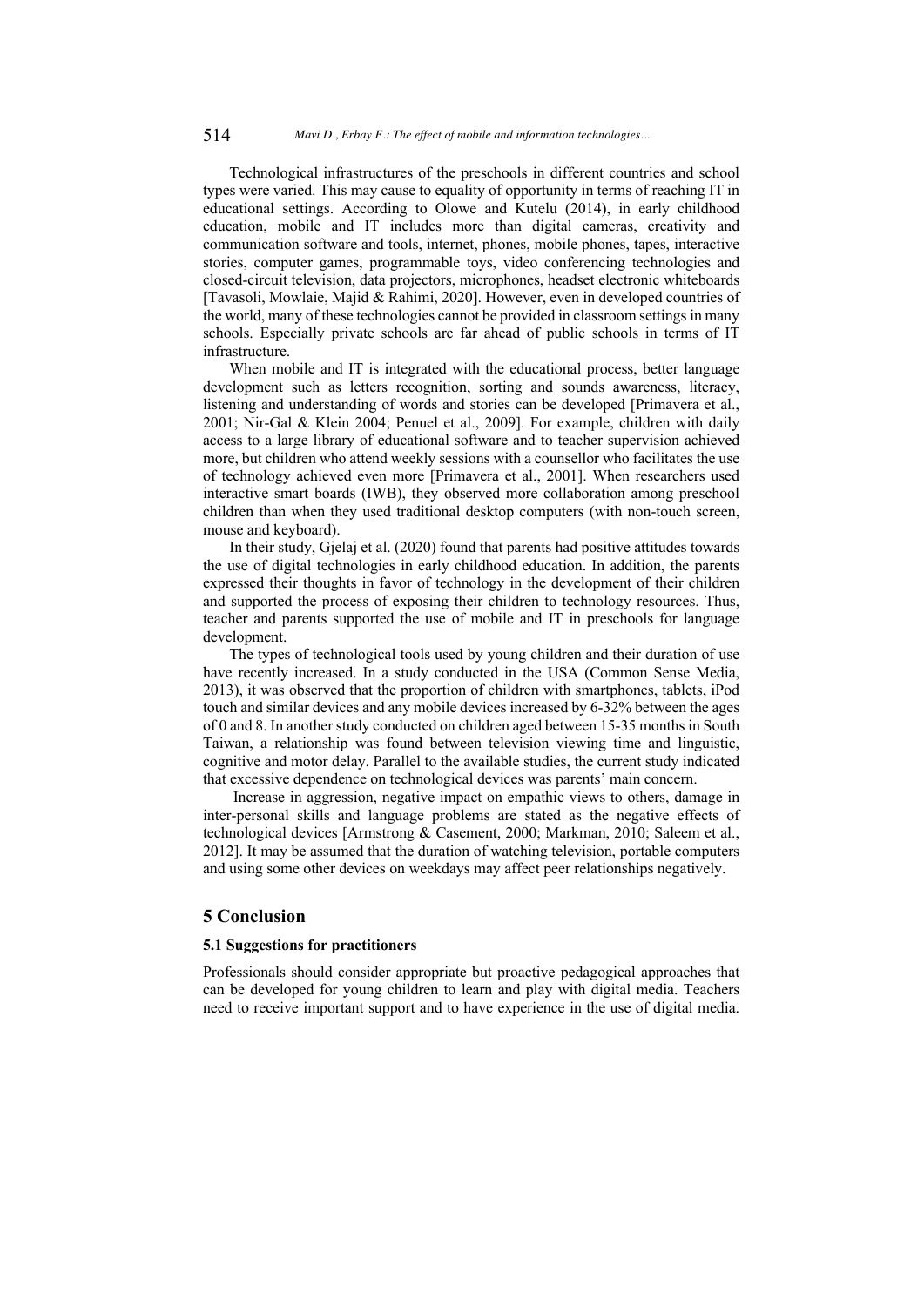Technological infrastructures of the preschools in different countries and school types were varied. This may cause to equality of opportunity in terms of reaching IT in educational settings. According to Olowe and Kutelu (2014), in early childhood education, mobile and IT includes more than digital cameras, creativity and communication software and tools, internet, phones, mobile phones, tapes, interactive stories, computer games, programmable toys, video conferencing technologies and closed-circuit television, data projectors, microphones, headset electronic whiteboards [Tavasoli, Mowlaie, Majid & Rahimi, 2020]. However, even in developed countries of the world, many of these technologies cannot be provided in classroom settings in many schools. Especially private schools are far ahead of public schools in terms of IT infrastructure.

When mobile and IT is integrated with the educational process, better language development such as letters recognition, sorting and sounds awareness, literacy, listening and understanding of words and stories can be developed [Primavera et al., 2001; Nir-Gal & Klein 2004; Penuel et al., 2009]. For example, children with daily access to a large library of educational software and to teacher supervision achieved more, but children who attend weekly sessions with a counsellor who facilitates the use of technology achieved even more [Primavera et al., 2001]. When researchers used interactive smart boards (IWB), they observed more collaboration among preschool children than when they used traditional desktop computers (with non-touch screen, mouse and keyboard).

In their study, Gjelaj et al. (2020) found that parents had positive attitudes towards the use of digital technologies in early childhood education. In addition, the parents expressed their thoughts in favor of technology in the development of their children and supported the process of exposing their children to technology resources. Thus, teacher and parents supported the use of mobile and IT in preschools for language development.

The types of technological tools used by young children and their duration of use have recently increased. In a study conducted in the USA (Common Sense Media, 2013), it was observed that the proportion of children with smartphones, tablets, iPod touch and similar devices and any mobile devices increased by 6-32% between the ages of 0 and 8. In another study conducted on children aged between 15-35 months in South Taiwan, a relationship was found between television viewing time and linguistic, cognitive and motor delay. Parallel to the available studies, the current study indicated that excessive dependence on technological devices was parents' main concern.

Increase in aggression, negative impact on empathic views to others, damage in inter-personal skills and language problems are stated as the negative effects of technological devices [Armstrong & Casement, 2000; Markman, 2010; Saleem et al., 2012]. It may be assumed that the duration of watching television, portable computers and using some other devices on weekdays may affect peer relationships negatively.

## 5 Conclusion

### 5.1 Suggestions for practitioners

Professionals should consider appropriate but proactive pedagogical approaches that can be developed for young children to learn and play with digital media. Teachers need to receive important support and to have experience in the use of digital media.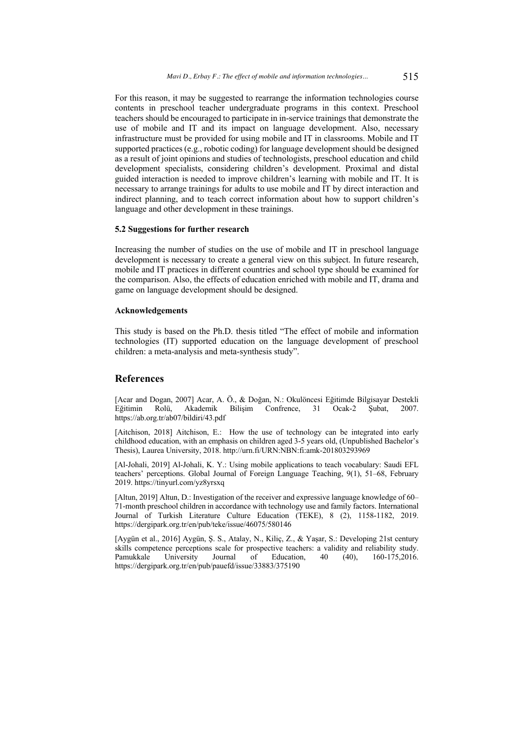For this reason, it may be suggested to rearrange the information technologies course contents in preschool teacher undergraduate programs in this context. Preschool teachers should be encouraged to participate in in-service trainings that demonstrate the use of mobile and IT and its impact on language development. Also, necessary infrastructure must be provided for using mobile and IT in classrooms. Mobile and IT supported practices (e.g., robotic coding) for language development should be designed as a result of joint opinions and studies of technologists, preschool education and child development specialists, considering children's development. Proximal and distal guided interaction is needed to improve children's learning with mobile and IT. It is necessary to arrange trainings for adults to use mobile and IT by direct interaction and indirect planning, and to teach correct information about how to support children's language and other development in these trainings.

### 5.2 Suggestions for further research

Increasing the number of studies on the use of mobile and IT in preschool language development is necessary to create a general view on this subject. In future research, mobile and IT practices in different countries and school type should be examined for the comparison. Also, the effects of education enriched with mobile and IT, drama and game on language development should be designed.

### Acknowledgements

This study is based on the Ph.D. thesis titled "The effect of mobile and information technologies (IT) supported education on the language development of preschool children: a meta-analysis and meta-synthesis study".

## References

[Acar and Dogan, 2007] Acar, A. Ö., & Doğan, N.: Okulöncesi Eğitimde Bilgisayar Destekli Eğitimin Rolü, Akademik Bilişim Confrence, 31 Ocak-2 Şubat, 2007. https://ab.org.tr/ab07/bildiri/43.pdf

[Aitchison, 2018] Aitchison, E.: How the use of technology can be integrated into early childhood education, with an emphasis on children aged 3-5 years old, (Unpublished Bachelor's Thesis), Laurea University, 2018. http://urn.fi/URN:NBN:fi:amk-201803293969

[Al-Johali, 2019] Al-Johali, K. Y.: Using mobile applications to teach vocabulary: Saudi EFL teachers' perceptions. Global Journal of Foreign Language Teaching, 9(1), 51–68, February 2019. https://tinyurl.com/yz8yrsxq

[Altun, 2019] Altun, D.: Investigation of the receiver and expressive language knowledge of 60–71-month preschool children in accordance with technology use and family factors. International Journal of Turkish Literature Culture Education (TEKE), 8 (2), 1158-1182, 2019. https://dergipark.org.tr/en/pub/teke/issue/46075/580146

[Aygün et al., 2016] Aygün, Ş. S., Atalay, N., Kiliç, Z., & Yaşar, S.: Developing 21st century skills competence perceptions scale for prospective teachers: a validity and reliability study. Pamukkale University Journal of Education, 40 (40), 160-175,2016. https://dergipark.org.tr/en/pub/pauefd/issue/33883/375190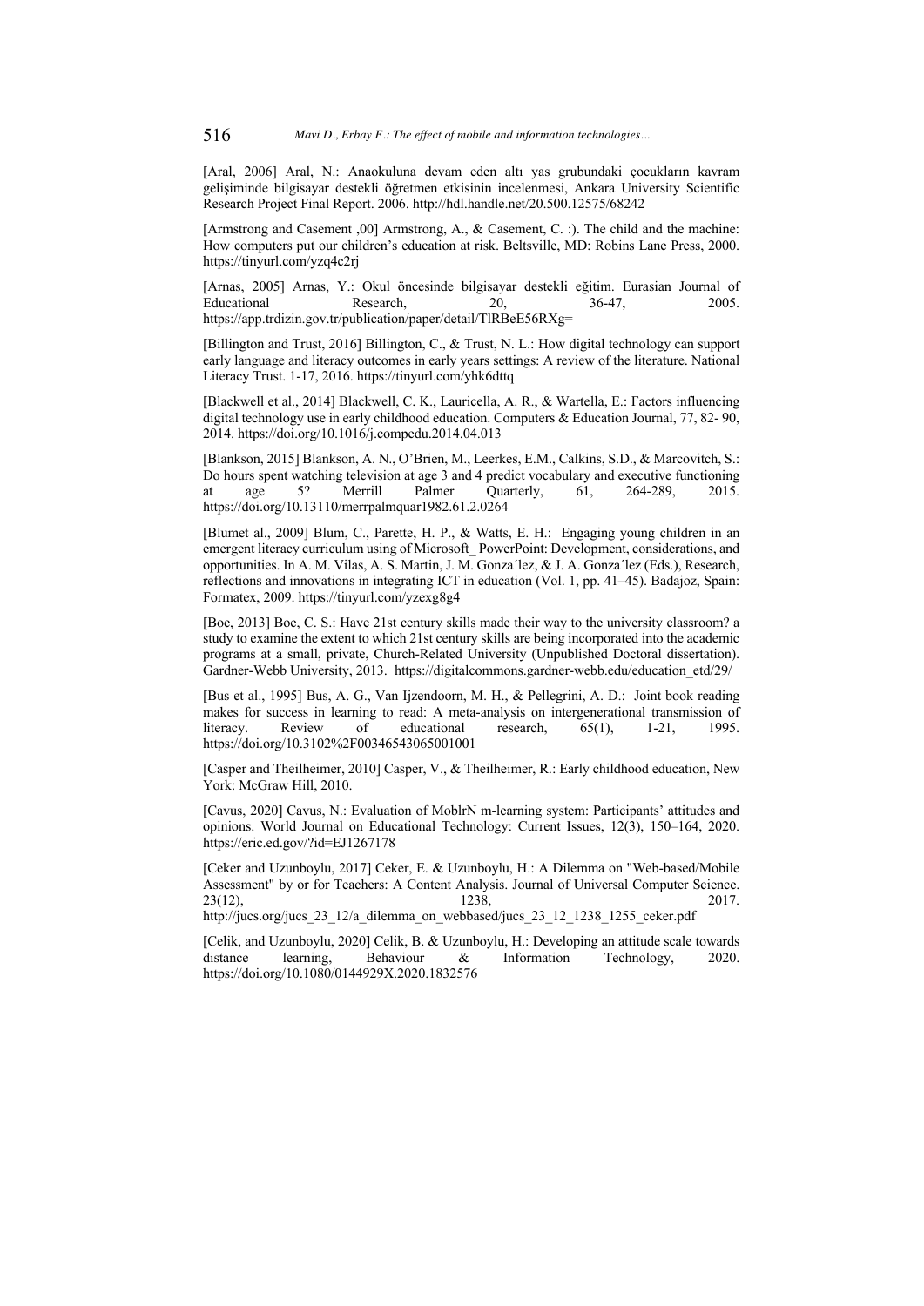[Aral, 2006] Aral, N.: Anaokuluna devam eden altı yas grubundaki çocukların kavram gelişiminde bilgisayar destekli öğretmen etkisinin incelenmesi, Ankara University Scientific Research Project Final Report. 2006. http://hdl.handle.net/20.500.12575/68242

[Armstrong and Casement ,00] Armstrong, A., & Casement, C. :). The child and the machine: How computers put our children's education at risk. Beltsville, MD: Robins Lane Press, 2000. https://tinyurl.com/yzq4c2rj

[Arnas, 2005] Arnas, Y.: Okul öncesinde bilgisayar destekli eğitim. Eurasian Journal of Educational Research, 20, 36-47, 2005. https://app.trdizin.gov.tr/publication/paper/detail/TlRBeE56RXg=

[Billington and Trust, 2016] Billington, C., & Trust, N. L.: How digital technology can support early language and literacy outcomes in early years settings: A review of the literature. National Literacy Trust. 1-17, 2016. https://tinyurl.com/yhk6dttq

[Blackwell et al., 2014] Blackwell, C. K., Lauricella, A. R., & Wartella, E.: Factors influencing digital technology use in early childhood education. Computers & Education Journal, 77, 82- 90, 2014. https://doi.org/10.1016/j.compedu.2014.04.013

[Blankson, 2015] Blankson, A. N., O'Brien, M., Leerkes, E.M., Calkins, S.D., & Marcovitch, S.: Do hours spent watching television at age 3 and 4 predict vocabulary and executive functioning at age 5? Merrill Palmer Quarterly, 61, 264-289, 2015. https://doi.org/10.13110/merrpalmquar1982.61.2.0264

[Blumet al., 2009] Blum, C., Parette, H. P., & Watts, E. H.: Engaging young children in an emergent literacy curriculum using of Microsoft_ PowerPoint: Development, considerations, and opportunities. In A. M. Vilas, A. S. Martin, J. M. Gonza´lez, & J. A. Gonza´lez (Eds.), Research, reflections and innovations in integrating ICT in education (Vol. 1, pp. 41–45). Badajoz, Spain: Formatex, 2009. https://tinyurl.com/yzexg8g4

[Boe, 2013] Boe, C. S.: Have 21st century skills made their way to the university classroom? a study to examine the extent to which 21st century skills are being incorporated into the academic programs at a small, private, Church-Related University (Unpublished Doctoral dissertation). Gardner-Webb University, 2013. https://digitalcommons.gardner-webb.edu/education_etd/29/

[Bus et al., 1995] Bus, A. G., Van Ijzendoorn, M. H., & Pellegrini, A. D.: Joint book reading makes for success in learning to read: A meta-analysis on intergenerational transmission of literacy. Review of educational research, 65(1), 1-21, 1995. https://doi.org/10.3102%2F00346543065001001

[Casper and Theilheimer, 2010] Casper, V., & Theilheimer, R.: Early childhood education, New York: McGraw Hill, 2010.

[Cavus, 2020] Cavus, N.: Evaluation of MoblrN m-learning system: Participants' attitudes and opinions. World Journal on Educational Technology: Current Issues, 12(3), 150–164, 2020. https://eric.ed.gov/?id=EJ1267178

[Ceker and Uzunboylu, 2017] Ceker, E. & Uzunboylu, H.: A Dilemma on "Web-based/Mobile Assessment" by or for Teachers: A Content Analysis. Journal of Universal Computer Science. 23(12), 1238, 2017. http://jucs.org/jucs_23_12/a_dilemma_on_webbased/jucs_23_12_1238_1255_ceker.pdf

[Celik, and Uzunboylu, 2020] Celik, B. & Uzunboylu, H.: Developing an attitude scale towards distance learning, Behaviour & Information Technology, 2020. https://doi.org/10.1080/0144929X.2020.1832576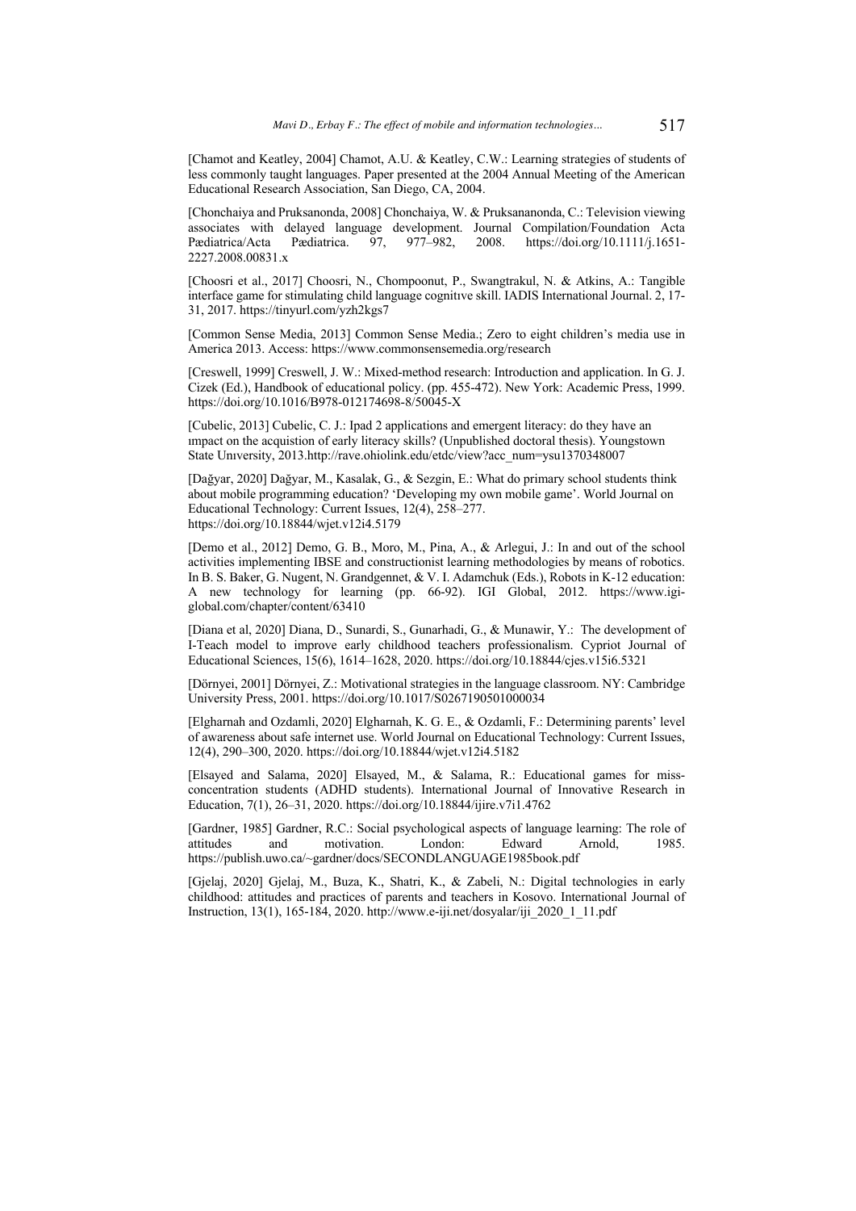[Chamot and Keatley, 2004] Chamot, A.U. & Keatley, C.W.: Learning strategies of students of less commonly taught languages. Paper presented at the 2004 Annual Meeting of the American Educational Research Association, San Diego, CA, 2004.

[Chonchaiya and Pruksanonda, 2008] Chonchaiya, W. & Pruksananonda, C.: Television viewing associates with delayed language development. Journal Compilation/Foundation Acta Pædiatrica/Acta Pædiatrica. 97, 977–982, 2008. https://doi.org/10.1111/j.1651-2227.2008.00831.x

[Choosri et al., 2017] Choosri, N., Chompoonut, P., Swangtrakul, N. & Atkins, A.: Tangible interface game for stimulating child language cognitıve skill. IADIS International Journal. 2, 17-31, 2017. https://tinyurl.com/yzh2kgs7

[Common Sense Media, 2013] Common Sense Media.; Zero to eight children's media use in America 2013. Access: https://www.commonsensemedia.org/research

[Creswell, 1999] Creswell, J. W.: Mixed-method research: Introduction and application. In G. J. Cizek (Ed.), Handbook of educational policy. (pp. 455-472). New York: Academic Press, 1999. https://doi.org/10.1016/B978-012174698-8/50045-X

[Cubelic, 2013] Cubelic, C. J.: Ipad 2 applications and emergent literacy: do they have an ımpact on the acquistion of early literacy skills? (Unpublished doctoral thesis). Youngstown State Unıversity, 2013.http://rave.ohiolink.edu/etdc/view?acc_num=ysu1370348007

[Dağyar, 2020] Dağyar, M., Kasalak, G., & Sezgin, E.: What do primary school students think about mobile programming education? 'Developing my own mobile game'. World Journal on Educational Technology: Current Issues, 12(4), 258–277. https://doi.org/10.18844/wjet.v12i4.5179

[Demo et al., 2012] Demo, G. B., Moro, M., Pina, A., & Arlegui, J.: In and out of the school activities implementing IBSE and constructionist learning methodologies by means of robotics. In B. S. Baker, G. Nugent, N. Grandgennet, & V. I. Adamchuk (Eds.), Robots in K-12 education: A new technology for learning (pp. 66-92). IGI Global, 2012. https://www.igi-global.com/chapter/content/63410

[Diana et al, 2020] Diana, D., Sunardi, S., Gunarhadi, G., & Munawir, Y.: The development of I-Teach model to improve early childhood teachers professionalism. Cypriot Journal of Educational Sciences, 15(6), 1614–1628, 2020. https://doi.org/10.18844/cjes.v15i6.5321

[Dörnyei, 2001] Dörnyei, Z.: Motivational strategies in the language classroom. NY: Cambridge University Press, 2001. https://doi.org/10.1017/S0267190501000034

[Elgharnah and Ozdamli, 2020] Elgharnah, K. G. E., & Ozdamli, F.: Determining parents' level of awareness about safe internet use. World Journal on Educational Technology: Current Issues, 12(4), 290–300, 2020. https://doi.org/10.18844/wjet.v12i4.5182

[Elsayed and Salama, 2020] Elsayed, M., & Salama, R.: Educational games for miss-concentration students (ADHD students). International Journal of Innovative Research in Education, 7(1), 26–31, 2020. https://doi.org/10.18844/ijire.v7i1.4762

[Gardner, 1985] Gardner, R.C.: Social psychological aspects of language learning: The role of attitudes and motivation. London: Edward Arnold, 1985. https://publish.uwo.ca/~gardner/docs/SECONDLANGUAGE1985book.pdf

[Gjelaj, 2020] Gjelaj, M., Buza, K., Shatri, K., & Zabeli, N.: Digital technologies in early childhood: attitudes and practices of parents and teachers in Kosovo. International Journal of Instruction, 13(1), 165-184, 2020. http://www.e-iji.net/dosyalar/iji_2020_1_11.pdf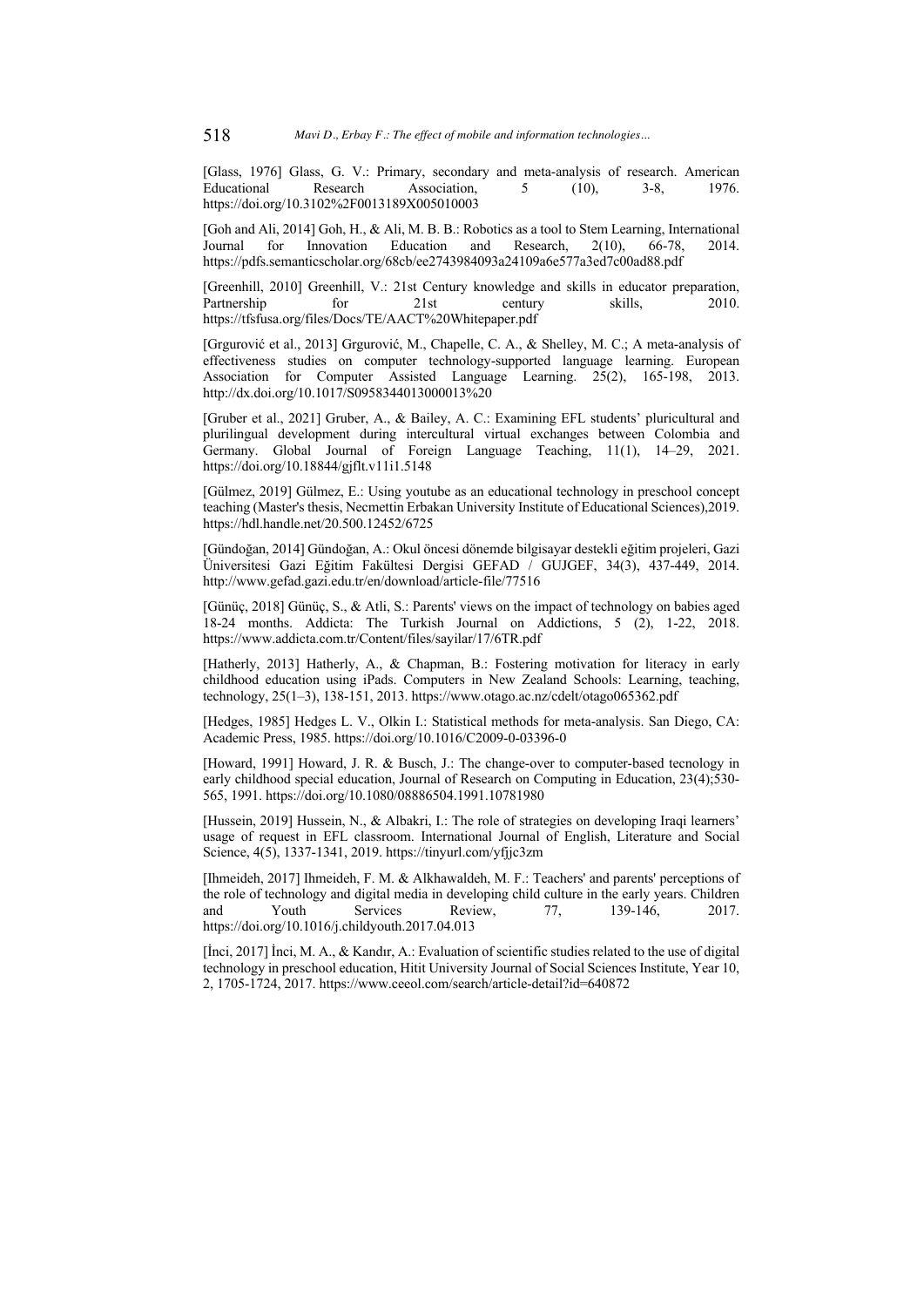[Glass, 1976] Glass, G. V.: Primary, secondary and meta-analysis of research. American Educational Research Association, 5 (10), 3-8, 1976. https://doi.org/10.3102%2F0013189X005010003

[Goh and Ali, 2014] Goh, H., & Ali, M. B. B.: Robotics as a tool to Stem Learning, International Journal for Innovation Education and Research, 2(10), 66-78, 2014. https://pdfs.semanticscholar.org/68cb/ee2743984093a24109a6e577a3ed7c00ad88.pdf

[Greenhill, 2010] Greenhill, V.: 21st Century knowledge and skills in educator preparation, Partnership for 21st century skills, 2010. https://tfsfusa.org/files/Docs/TE/AACT%20Whitepaper.pdf

[Grgurović et al., 2013] Grgurović, M., Chapelle, C. A., & Shelley, M. C.; A meta-analysis of effectiveness studies on computer technology-supported language learning. European Association for Computer Assisted Language Learning. 25(2), 165-198, 2013. http://dx.doi.org/10.1017/S0958344013000013%20

[Gruber et al., 2021] Gruber, A., & Bailey, A. C.: Examining EFL students' pluricultural and plurilingual development during intercultural virtual exchanges between Colombia and Germany. Global Journal of Foreign Language Teaching, 11(1), 14–29, 2021. https://doi.org/10.18844/gjflt.v11i1.5148

[Gülmez, 2019] Gülmez, E.: Using youtube as an educational technology in preschool concept teaching (Master's thesis, Necmettin Erbakan University Institute of Educational Sciences),2019. https://hdl.handle.net/20.500.12452/6725

[Gündoğan, 2014] Gündoğan, A.: Okul öncesi dönemde bilgisayar destekli eğitim projeleri, Gazi Üniversitesi Gazi Eğitim Fakültesi Dergisi GEFAD / GUJGEF, 34(3), 437-449, 2014. http://www.gefad.gazi.edu.tr/en/download/article-file/77516

[Günüç, 2018] Günüç, S., & Atli, S.: Parents' views on the impact of technology on babies aged 18-24 months. Addicta: The Turkish Journal on Addictions, 5 (2), 1-22, 2018. https://www.addicta.com.tr/Content/files/sayilar/17/6TR.pdf

[Hatherly, 2013] Hatherly, A., & Chapman, B.: Fostering motivation for literacy in early childhood education using iPads. Computers in New Zealand Schools: Learning, teaching, technology, 25(1–3), 138-151, 2013. https://www.otago.ac.nz/cdelt/otago065362.pdf

[Hedges, 1985] Hedges L. V., Olkin I.: Statistical methods for meta-analysis. San Diego, CA: Academic Press, 1985. https://doi.org/10.1016/C2009-0-03396-0

[Howard, 1991] Howard, J. R. & Busch, J.: The change-over to computer-based tecnology in early childhood special education, Journal of Research on Computing in Education, 23(4);530-565, 1991. https://doi.org/10.1080/08886504.1991.10781980

[Hussein, 2019] Hussein, N., & Albakri, I.: The role of strategies on developing Iraqi learners' usage of request in EFL classroom. International Journal of English, Literature and Social Science, 4(5), 1337-1341, 2019. https://tinyurl.com/yfjjc3zm

[Ihmeideh, 2017] Ihmeideh, F. M. & Alkhawaldeh, M. F.: Teachers' and parents' perceptions of the role of technology and digital media in developing child culture in the early years. Children and Youth Services Review, 77, 139-146, 2017. https://doi.org/10.1016/j.childyouth.2017.04.013

[İnci, 2017] İnci, M. A., & Kandır, A.: Evaluation of scientific studies related to the use of digital technology in preschool education, Hitit University Journal of Social Sciences Institute, Year 10, 2, 1705-1724, 2017. https://www.ceeol.com/search/article-detail?id=640872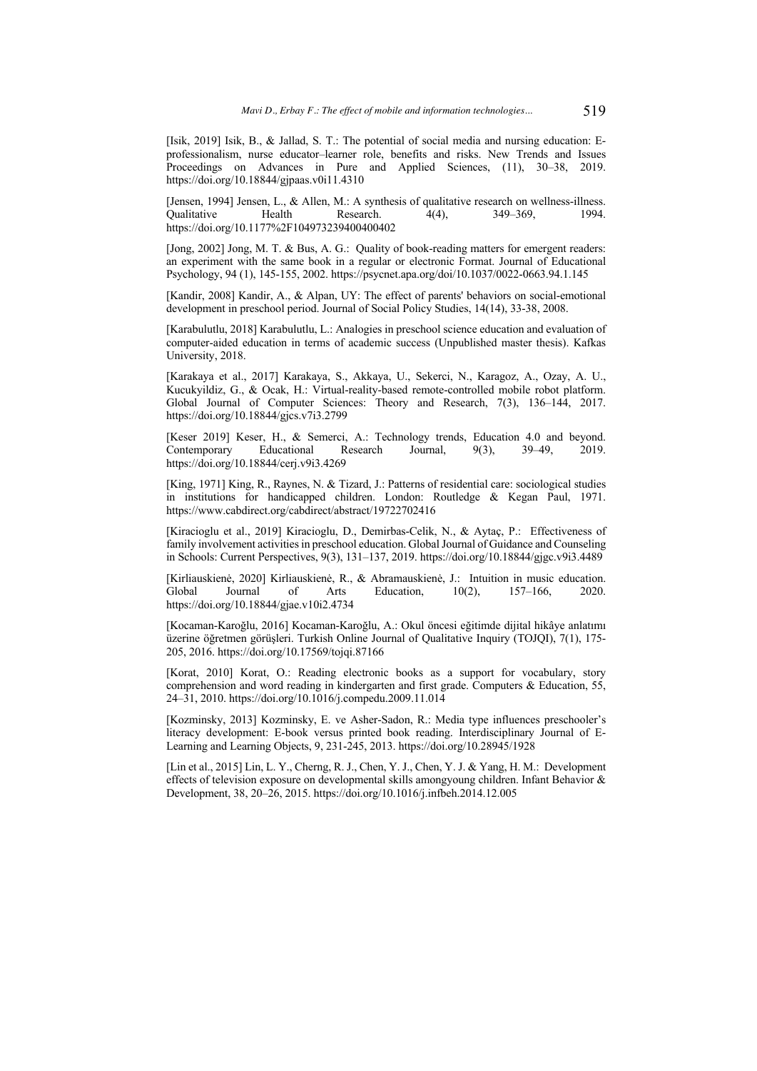[Isik, 2019] Isik, B., & Jallad, S. T.: The potential of social media and nursing education: E-professionalism, nurse educator–learner role, benefits and risks. New Trends and Issues Proceedings on Advances in Pure and Applied Sciences, (11), 30–38, 2019. https://doi.org/10.18844/gjpaas.v0i11.4310

[Jensen, 1994] Jensen, L., & Allen, M.: A synthesis of qualitative research on wellness-illness. Qualitative Health Research. 4(4), 349–369, 1994. https://doi.org/10.1177%2F104973239400400402

[Jong, 2002] Jong, M. T. & Bus, A. G.: Quality of book-reading matters for emergent readers: an experiment with the same book in a regular or electronic Format. Journal of Educational Psychology, 94 (1), 145-155, 2002. https://psycnet.apa.org/doi/10.1037/0022-0663.94.1.145

[Kandir, 2008] Kandir, A., & Alpan, UY: The effect of parents' behaviors on social-emotional development in preschool period. Journal of Social Policy Studies, 14(14), 33-38, 2008.

[Karabulutlu, 2018] Karabulutlu, L.: Analogies in preschool science education and evaluation of computer-aided education in terms of academic success (Unpublished master thesis). Kafkas University, 2018.

[Karakaya et al., 2017] Karakaya, S., Akkaya, U., Sekerci, N., Karagoz, A., Ozay, A. U., Kucukyildiz, G., & Ocak, H.: Virtual-reality-based remote-controlled mobile robot platform. Global Journal of Computer Sciences: Theory and Research, 7(3), 136–144, 2017. https://doi.org/10.18844/gjcs.v7i3.2799

[Keser 2019] Keser, H., & Semerci, A.: Technology trends, Education 4.0 and beyond. Contemporary Educational Research Journal, 9(3), 39–49, 2019. https://doi.org/10.18844/cerj.v9i3.4269

[King, 1971] King, R., Raynes, N. & Tizard, J.: Patterns of residential care: sociological studies in institutions for handicapped children. London: Routledge & Kegan Paul, 1971. https://www.cabdirect.org/cabdirect/abstract/19722702416

[Kiracioglu et al., 2019] Kiracioglu, D., Demirbas-Celik, N., & Aytaç, P.: Effectiveness of family involvement activities in preschool education. Global Journal of Guidance and Counseling in Schools: Current Perspectives, 9(3), 131–137, 2019. https://doi.org/10.18844/gjgc.v9i3.4489

[Kirliauskienė, 2020] Kirliauskienė, R., & Abramauskienė, J.: Intuition in music education. Global Journal of Arts Education, 10(2), 157–166, 2020. https://doi.org/10.18844/gjae.v10i2.4734

[Kocaman-Karoğlu, 2016] Kocaman-Karoğlu, A.: Okul öncesi eğitimde dijital hikâye anlatımı üzerine öğretmen görüşleri. Turkish Online Journal of Qualitative Inquiry (TOJQI), 7(1), 175-205, 2016. https://doi.org/10.17569/tojqi.87166

[Korat, 2010] Korat, O.: Reading electronic books as a support for vocabulary, story comprehension and word reading in kindergarten and first grade. Computers & Education, 55, 24–31, 2010. https://doi.org/10.1016/j.compedu.2009.11.014

[Kozminsky, 2013] Kozminsky, E. ve Asher-Sadon, R.: Media type influences preschooler's literacy development: E-book versus printed book reading. Interdisciplinary Journal of E-Learning and Learning Objects, 9, 231-245, 2013. https://doi.org/10.28945/1928

[Lin et al., 2015] Lin, L. Y., Cherng, R. J., Chen, Y. J., Chen, Y. J. & Yang, H. M.: Development effects of television exposure on developmental skills amongyoung children. Infant Behavior & Development, 38, 20–26, 2015. https://doi.org/10.1016/j.infbeh.2014.12.005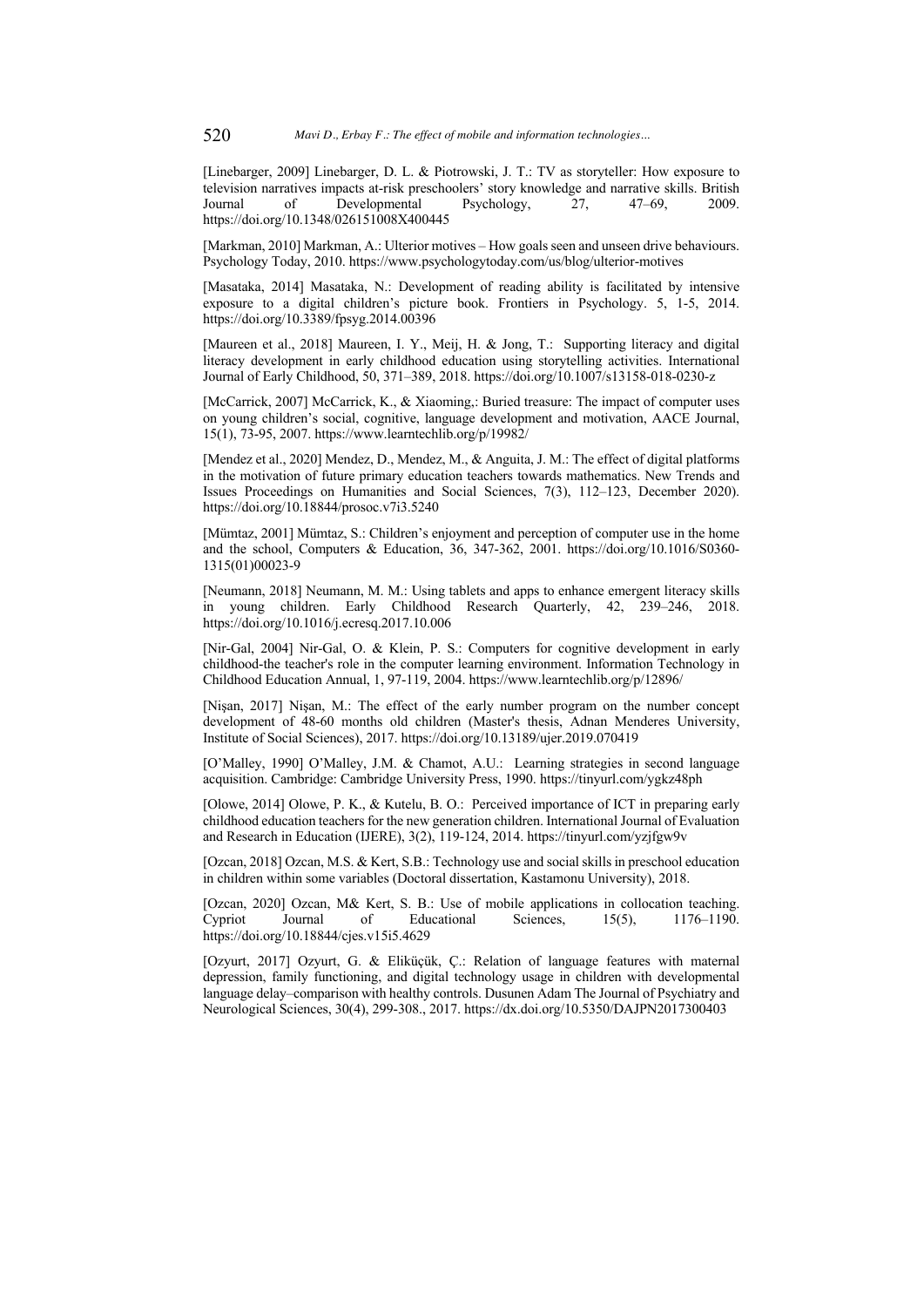[Linebarger, 2009] Linebarger, D. L. & Piotrowski, J. T.: TV as storyteller: How exposure to television narratives impacts at-risk preschoolers' story knowledge and narrative skills. British Journal of Developmental Psychology, 27, 47–69, 2009. https://doi.org/10.1348/026151008X400445

[Markman, 2010] Markman, A.: Ulterior motives – How goals seen and unseen drive behaviours. Psychology Today, 2010. https://www.psychologytoday.com/us/blog/ulterior-motives

[Masataka, 2014] Masataka, N.: Development of reading ability is facilitated by intensive exposure to a digital children's picture book. Frontiers in Psychology. 5, 1-5, 2014. https://doi.org/10.3389/fpsyg.2014.00396

[Maureen et al., 2018] Maureen, I. Y., Meij, H. & Jong, T.: Supporting literacy and digital literacy development in early childhood education using storytelling activities. International Journal of Early Childhood, 50, 371–389, 2018. https://doi.org/10.1007/s13158-018-0230-z

[McCarrick, 2007] McCarrick, K., & Xiaoming,: Buried treasure: The impact of computer uses on young children's social, cognitive, language development and motivation, AACE Journal, 15(1), 73-95, 2007. https://www.learntechlib.org/p/19982/

[Mendez et al., 2020] Mendez, D., Mendez, M., & Anguita, J. M.: The effect of digital platforms in the motivation of future primary education teachers towards mathematics. New Trends and Issues Proceedings on Humanities and Social Sciences, 7(3), 112–123, December 2020). https://doi.org/10.18844/prosoc.v7i3.5240

[Mümtaz, 2001] Mümtaz, S.: Children's enjoyment and perception of computer use in the home and the school, Computers & Education, 36, 347-362, 2001. https://doi.org/10.1016/S0360-1315(01)00023-9

[Neumann, 2018] Neumann, M. M.: Using tablets and apps to enhance emergent literacy skills in young children. Early Childhood Research Quarterly, 42, 239–246, 2018. https://doi.org/10.1016/j.ecresq.2017.10.006

[Nir-Gal, 2004] Nir-Gal, O. & Klein, P. S.: Computers for cognitive development in early childhood-the teacher's role in the computer learning environment. Information Technology in Childhood Education Annual, 1, 97-119, 2004. https://www.learntechlib.org/p/12896/

[Nişan, 2017] Nişan, M.: The effect of the early number program on the number concept development of 48-60 months old children (Master's thesis, Adnan Menderes University, Institute of Social Sciences), 2017. https://doi.org/10.13189/ujer.2019.070419

[O'Malley, 1990] O'Malley, J.M. & Chamot, A.U.: Learning strategies in second language acquisition. Cambridge: Cambridge University Press, 1990. https://tinyurl.com/ygkz48ph

[Olowe, 2014] Olowe, P. K., & Kutelu, B. O.: Perceived importance of ICT in preparing early childhood education teachers for the new generation children. International Journal of Evaluation and Research in Education (IJERE), 3(2), 119-124, 2014. https://tinyurl.com/yzjfgw9v

[Ozcan, 2018] Ozcan, M.S. & Kert, S.B.: Technology use and social skills in preschool education in children within some variables (Doctoral dissertation, Kastamonu University), 2018.

[Ozcan, 2020] Ozcan, M& Kert, S. B.: Use of mobile applications in collocation teaching. Cypriot Journal of Educational Sciences, 15(5), 1176–1190. https://doi.org/10.18844/cjes.v15i5.4629

[Ozyurt, 2017] Ozyurt, G. & Eliküçük, Ç.: Relation of language features with maternal depression, family functioning, and digital technology usage in children with developmental language delay–comparison with healthy controls. Dusunen Adam The Journal of Psychiatry and Neurological Sciences, 30(4), 299-308., 2017. https://dx.doi.org/10.5350/DAJPN2017300403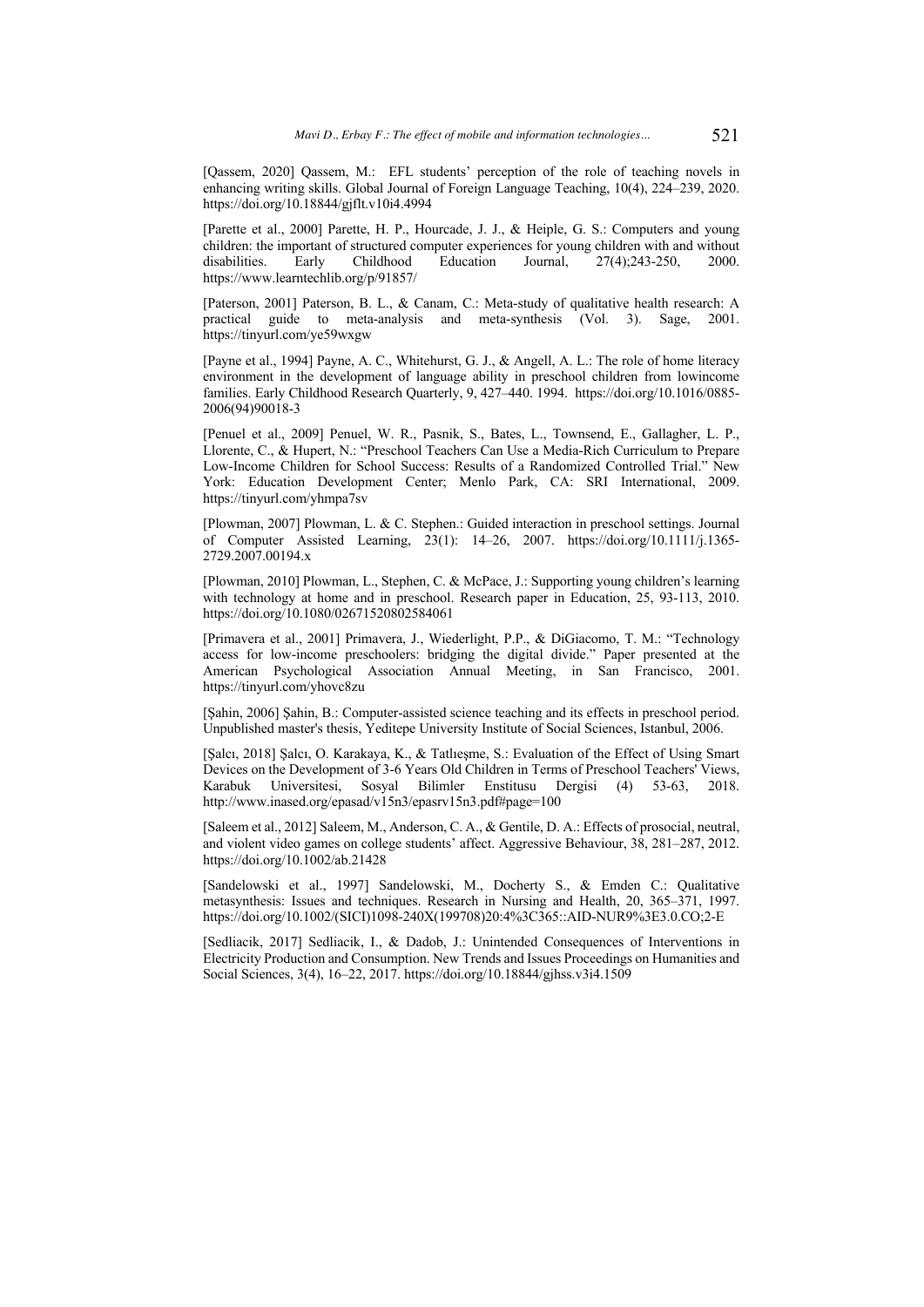[Qassem, 2020] Qassem, M.: EFL students' perception of the role of teaching novels in enhancing writing skills. Global Journal of Foreign Language Teaching, 10(4), 224–239, 2020. https://doi.org/10.18844/gjflt.v10i4.4994

[Parette et al., 2000] Parette, H. P., Hourcade, J. J., & Heiple, G. S.: Computers and young children: the important of structured computer experiences for young children with and without disabilities. Early Childhood Education Journal, 27(4);243-250, 2000. https://www.learntechlib.org/p/91857/

[Paterson, 2001] Paterson, B. L., & Canam, C.: Meta-study of qualitative health research: A practical guide to meta-analysis and meta-synthesis (Vol. 3). Sage, 2001. https://tinyurl.com/ye59wxgw

[Payne et al., 1994] Payne, A. C., Whitehurst, G. J., & Angell, A. L.: The role of home literacy environment in the development of language ability in preschool children from lowincome families. Early Childhood Research Quarterly, 9, 427–440. 1994. https://doi.org/10.1016/0885-2006(94)90018-3

[Penuel et al., 2009] Penuel, W. R., Pasnik, S., Bates, L., Townsend, E., Gallagher, L. P., Llorente, C., & Hupert, N.: "Preschool Teachers Can Use a Media-Rich Curriculum to Prepare Low-Income Children for School Success: Results of a Randomized Controlled Trial." New York: Education Development Center; Menlo Park, CA: SRI International, 2009. https://tinyurl.com/yhmpa7sv

[Plowman, 2007] Plowman, L. & C. Stephen.: Guided interaction in preschool settings. Journal of Computer Assisted Learning, 23(1): 14–26, 2007. https://doi.org/10.1111/j.1365-2729.2007.00194.x

[Plowman, 2010] Plowman, L., Stephen, C. & McPace, J.: Supporting young children's learning with technology at home and in preschool. Research paper in Education, 25, 93-113, 2010. https://doi.org/10.1080/02671520802584061

[Primavera et al., 2001] Primavera, J., Wiederlight, P.P., & DiGiacomo, T. M.: "Technology access for low-income preschoolers: bridging the digital divide." Paper presented at the American Psychological Association Annual Meeting, in San Francisco, 2001. https://tinyurl.com/yhovc8zu

[Şahin, 2006] Şahin, B.: Computer-assisted science teaching and its effects in preschool period. Unpublished master's thesis, Yeditepe University Institute of Social Sciences, Istanbul, 2006.

[Şalcı, 2018] Şalcı, O. Karakaya, K., & Tatlıeşme, S.: Evaluation of the Effect of Using Smart Devices on the Development of 3-6 Years Old Children in Terms of Preschool Teachers' Views, Karabuk Universitesi, Sosyal Bilimler Enstitusu Dergisi (4) 53-63, 2018. http://www.inased.org/epasad/v15n3/epasrv15n3.pdf#page=100

[Saleem et al., 2012] Saleem, M., Anderson, C. A., & Gentile, D. A.: Effects of prosocial, neutral, and violent video games on college students' affect. Aggressive Behaviour, 38, 281–287, 2012. https://doi.org/10.1002/ab.21428

[Sandelowski et al., 1997] Sandelowski, M., Docherty S., & Emden C.: Qualitative metasynthesis: Issues and techniques. Research in Nursing and Health, 20, 365–371, 1997. https://doi.org/10.1002/(SICI)1098-240X(199708)20:4%3C365::AID-NUR9%3E3.0.CO;2-E

[Sedliacik, 2017] Sedliacik, I., & Dadob, J.: Unintended Consequences of Interventions in Electricity Production and Consumption. New Trends and Issues Proceedings on Humanities and Social Sciences, 3(4), 16–22, 2017. https://doi.org/10.18844/gjhss.v3i4.1509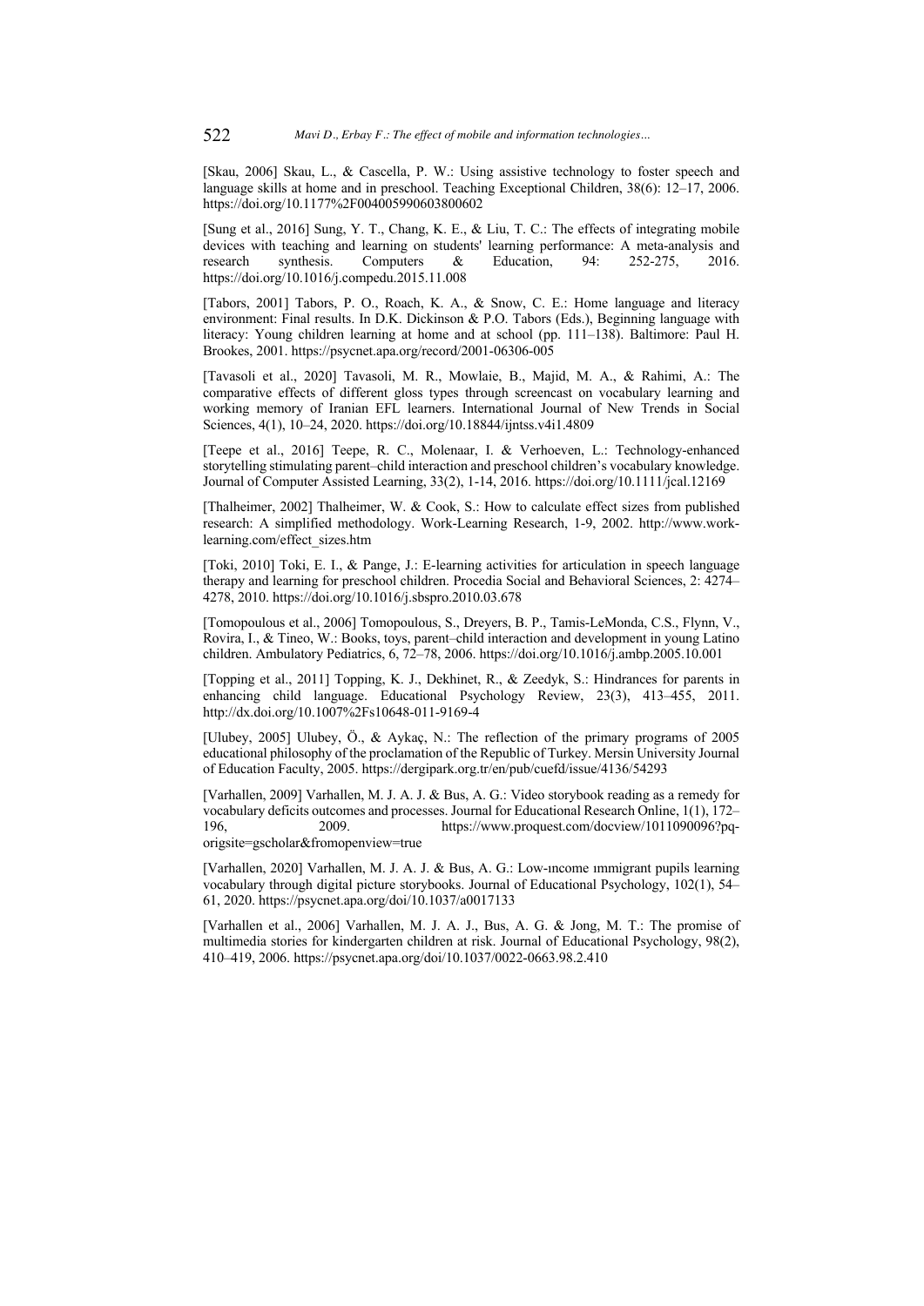[Skau, 2006] Skau, L., & Cascella, P. W.: Using assistive technology to foster speech and language skills at home and in preschool. Teaching Exceptional Children, 38(6): 12–17, 2006. https://doi.org/10.1177%2F004005990603800602

[Sung et al., 2016] Sung, Y. T., Chang, K. E., & Liu, T. C.: The effects of integrating mobile devices with teaching and learning on students' learning performance: A meta-analysis and research synthesis. Computers & Education, 94: 252-275, 2016. https://doi.org/10.1016/j.compedu.2015.11.008

[Tabors, 2001] Tabors, P. O., Roach, K. A., & Snow, C. E.: Home language and literacy environment: Final results. In D.K. Dickinson & P.O. Tabors (Eds.), Beginning language with literacy: Young children learning at home and at school (pp. 111–138). Baltimore: Paul H. Brookes, 2001. https://psycnet.apa.org/record/2001-06306-005

[Tavasoli et al., 2020] Tavasoli, M. R., Mowlaie, B., Majid, M. A., & Rahimi, A.: The comparative effects of different gloss types through screencast on vocabulary learning and working memory of Iranian EFL learners. International Journal of New Trends in Social Sciences, 4(1), 10–24, 2020. https://doi.org/10.18844/ijntss.v4i1.4809

[Teepe et al., 2016] Teepe, R. C., Molenaar, I. & Verhoeven, L.: Technology-enhanced storytelling stimulating parent–child interaction and preschool children's vocabulary knowledge. Journal of Computer Assisted Learning, 33(2), 1-14, 2016. https://doi.org/10.1111/jcal.12169

[Thalheimer, 2002] Thalheimer, W. & Cook, S.: How to calculate effect sizes from published research: A simplified methodology. Work-Learning Research, 1-9, 2002. http://www.work-learning.com/effect_sizes.htm

[Toki, 2010] Toki, E. I., & Pange, J.: E-learning activities for articulation in speech language therapy and learning for preschool children. Procedia Social and Behavioral Sciences, 2: 4274–4278, 2010. https://doi.org/10.1016/j.sbspro.2010.03.678

[Tomopoulous et al., 2006] Tomopoulous, S., Dreyers, B. P., Tamis-LeMonda, C.S., Flynn, V., Rovira, I., & Tineo, W.: Books, toys, parent–child interaction and development in young Latino children. Ambulatory Pediatrics, 6, 72–78, 2006. https://doi.org/10.1016/j.ambp.2005.10.001

[Topping et al., 2011] Topping, K. J., Dekhinet, R., & Zeedyk, S.: Hindrances for parents in enhancing child language. Educational Psychology Review, 23(3), 413–455, 2011. http://dx.doi.org/10.1007%2Fs10648-011-9169-4

[Ulubey, 2005] Ulubey, Ö., & Aykaç, N.: The reflection of the primary programs of 2005 educational philosophy of the proclamation of the Republic of Turkey. Mersin University Journal of Education Faculty, 2005. https://dergipark.org.tr/en/pub/cuefd/issue/4136/54293

[Varhallen, 2009] Varhallen, M. J. A. J. & Bus, A. G.: Video storybook reading as a remedy for vocabulary deficits outcomes and processes. Journal for Educational Research Online, 1(1), 172–196, 2009. https://www.proquest.com/docview/1011090096?pq-origsite=gscholar&fromopenview=true

[Varhallen, 2020] Varhallen, M. J. A. J. & Bus, A. G.: Low-ıncome ımmigrant pupils learning vocabulary through digital picture storybooks. Journal of Educational Psychology, 102(1), 54–61, 2020. https://psycnet.apa.org/doi/10.1037/a0017133

[Varhallen et al., 2006] Varhallen, M. J. A. J., Bus, A. G. & Jong, M. T.: The promise of multimedia stories for kindergarten children at risk. Journal of Educational Psychology, 98(2), 410–419, 2006. https://psycnet.apa.org/doi/10.1037/0022-0663.98.2.410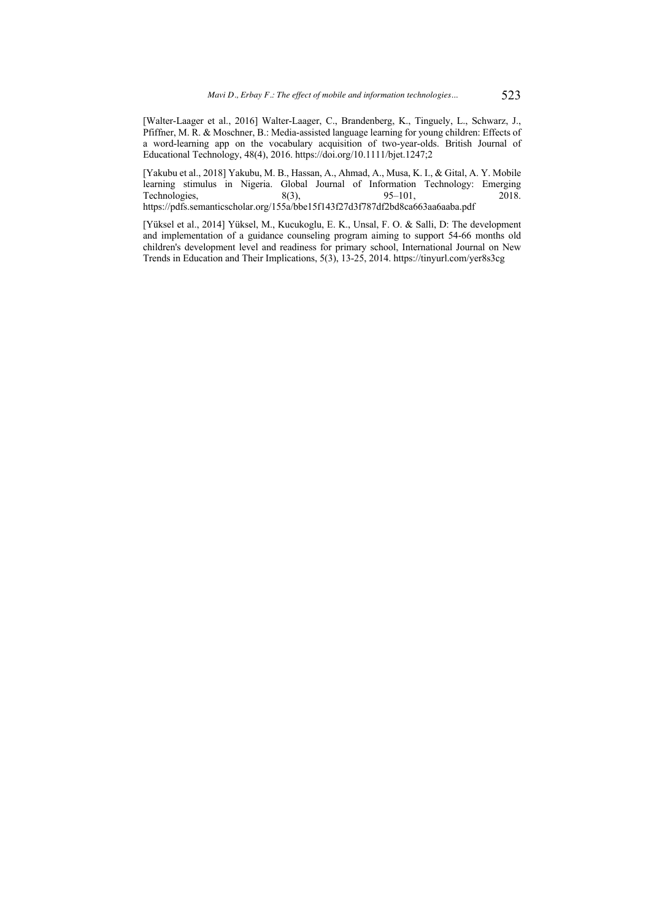[Walter-Laager et al., 2016] Walter-Laager, C., Brandenberg, K., Tinguely, L., Schwarz, J., Pfiffner, M. R. & Moschner, B.: Media-assisted language learning for young children: Effects of a word-learning app on the vocabulary acquisition of two-year-olds. British Journal of Educational Technology, 48(4), 2016. https://doi.org/10.1111/bjet.1247;2

[Yakubu et al., 2018] Yakubu, M. B., Hassan, A., Ahmad, A., Musa, K. I., & Gital, A. Y. Mobile learning stimulus in Nigeria. Global Journal of Information Technology: Emerging Technologies, 8(3), 95–101, 2018. https://pdfs.semanticscholar.org/155a/bbe15f143f27d3f787df2bd8ca663aa6aaba.pdf

[Yüksel et al., 2014] Yüksel, M., Kucukoglu, E. K., Unsal, F. O. & Salli, D: The development and implementation of a guidance counseling program aiming to support 54-66 months old children's development level and readiness for primary school, International Journal on New Trends in Education and Their Implications, 5(3), 13-25, 2014. https://tinyurl.com/yer8s3cg